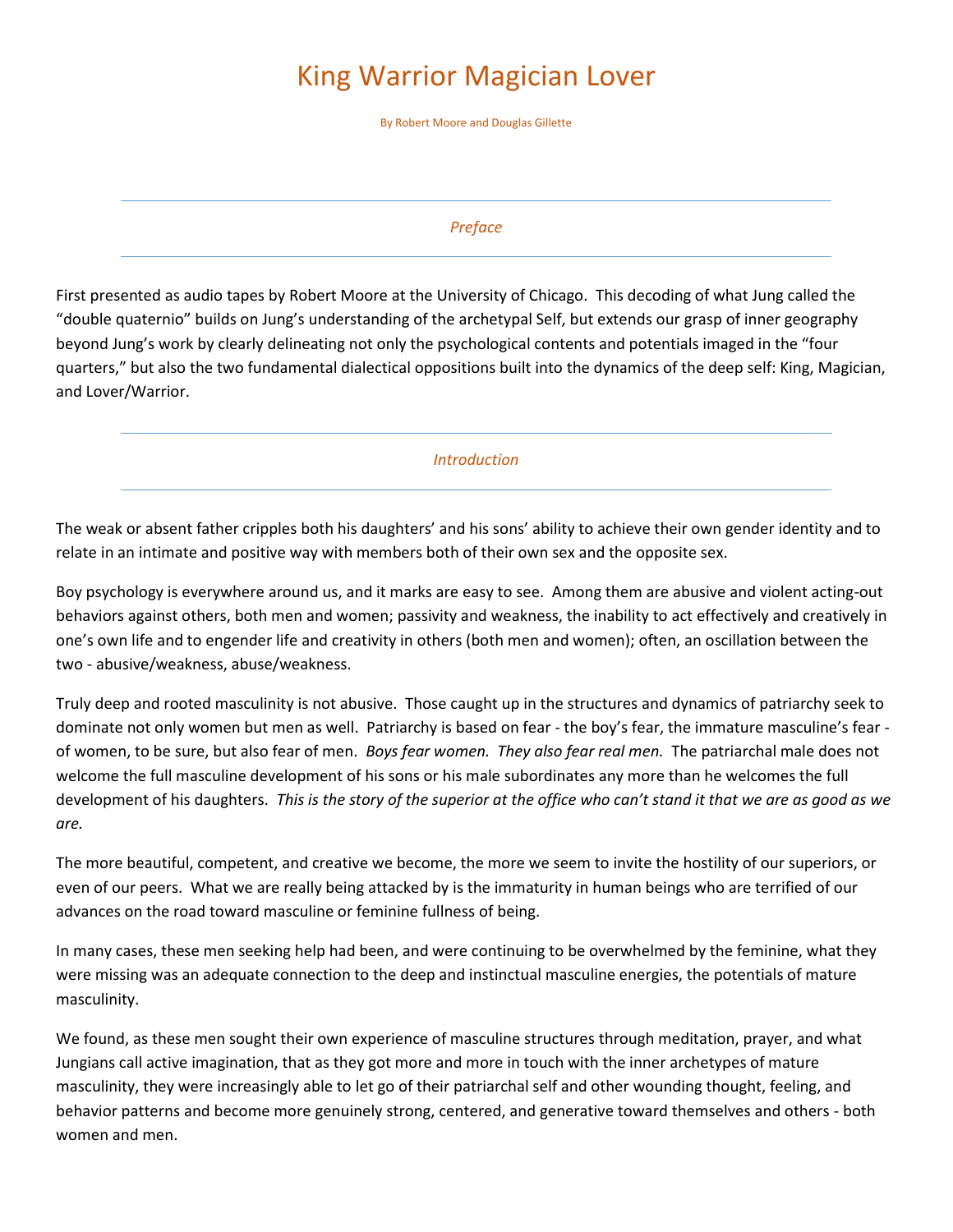# King Warrior Magician Lover

By Robert Moore and Douglas Gillette

## *Preface*

First presented as audio tapes by Robert Moore at the University of Chicago. This decoding of what Jung called the "double quaternio" builds on Jung's understanding of the archetypal Self, but extends our grasp of inner geography beyond Jung's work by clearly delineating not only the psychological contents and potentials imaged in the "four quarters," but also the two fundamental dialectical oppositions built into the dynamics of the deep self: King, Magician, and Lover/Warrior.

## *Introduction*

The weak or absent father cripples both his daughters' and his sons' ability to achieve their own gender identity and to relate in an intimate and positive way with members both of their own sex and the opposite sex.

Boy psychology is everywhere around us, and it marks are easy to see. Among them are abusive and violent acting-out behaviors against others, both men and women; passivity and weakness, the inability to act effectively and creatively in one's own life and to engender life and creativity in others (both men and women); often, an oscillation between the two - abusive/weakness, abuse/weakness.

Truly deep and rooted masculinity is not abusive. Those caught up in the structures and dynamics of patriarchy seek to dominate not only women but men as well. Patriarchy is based on fear - the boy's fear, the immature masculine's fear - of women, to be sure, but also fear of men. *Boys fear women. They also fear real men.* The patriarchal male does not welcome the full masculine development of his sons or his male subordinates any more than he welcomes the full development of his daughters. *This is the story of the superior at the office who can't stand it that we are as good as we are.*

The more beautiful, competent, and creative we become, the more we seem to invite the hostility of our superiors, or even of our peers. What we are really being attacked by is the immaturity in human beings who are terrified of our advances on the road toward masculine or feminine fullness of being.

In many cases, these men seeking help had been, and were continuing to be overwhelmed by the feminine, what they were missing was an adequate connection to the deep and instinctual masculine energies, the potentials of mature masculinity.

We found, as these men sought their own experience of masculine structures through meditation, prayer, and what Jungians call active imagination, that as they got more and more in touch with the inner archetypes of mature masculinity, they were increasingly able to let go of their patriarchal self and other wounding thought, feeling, and behavior patterns and become more genuinely strong, centered, and generative toward themselves and others - both women and men.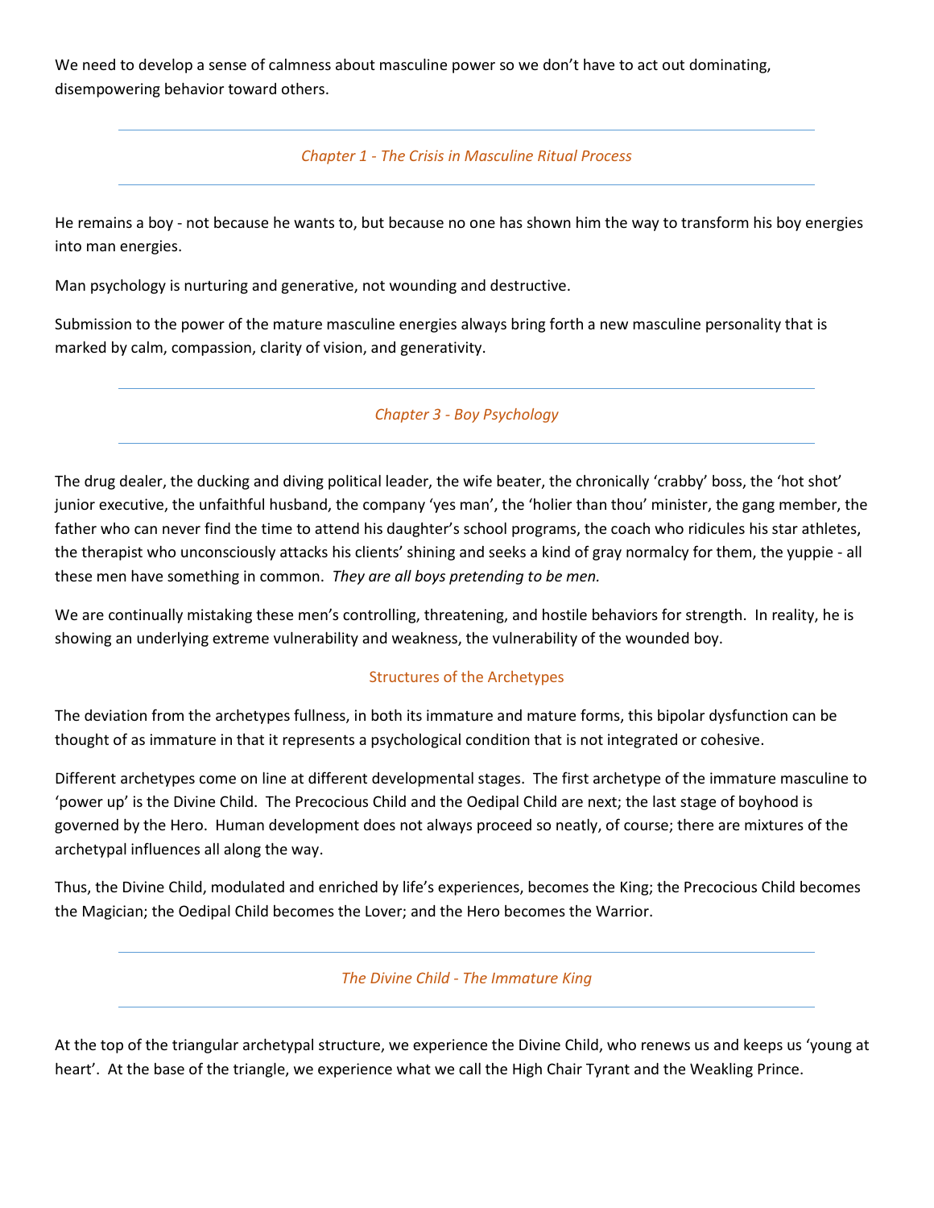We need to develop a sense of calmness about masculine power so we don't have to act out dominating, disempowering behavior toward others.

---

### *Chapter 1 - The Crisis in Masculine Ritual Process*

---

He remains a boy - not because he wants to, but because no one has shown him the way to transform his boy energies into man energies.

Man psychology is nurturing and generative, not wounding and destructive.

Submission to the power of the mature masculine energies always bring forth a new masculine personality that is marked by calm, compassion, clarity of vision, and generativity.

---

### *Chapter 3 - Boy Psychology*

---

The drug dealer, the ducking and diving political leader, the wife beater, the chronically 'crabby' boss, the 'hot shot' junior executive, the unfaithful husband, the company 'yes man', the 'holier than thou' minister, the gang member, the father who can never find the time to attend his daughter's school programs, the coach who ridicules his star athletes, the therapist who unconsciously attacks his clients' shining and seeks a kind of gray normalcy for them, the yuppie - all these men have something in common. *They are all boys pretending to be men.*

We are continually mistaking these men's controlling, threatening, and hostile behaviors for strength. In reality, he is showing an underlying extreme vulnerability and weakness, the vulnerability of the wounded boy.

#### Structures of the Archetypes

The deviation from the archetypes fullness, in both its immature and mature forms, this bipolar dysfunction can be thought of as immature in that it represents a psychological condition that is not integrated or cohesive.

Different archetypes come on line at different developmental stages. The first archetype of the immature masculine to 'power up' is the Divine Child. The Precocious Child and the Oedipal Child are next; the last stage of boyhood is governed by the Hero. Human development does not always proceed so neatly, of course; there are mixtures of the archetypal influences all along the way.

Thus, the Divine Child, modulated and enriched by life's experiences, becomes the King; the Precocious Child becomes the Magician; the Oedipal Child becomes the Lover; and the Hero becomes the Warrior.

---

### *The Divine Child - The Immature King*

---

At the top of the triangular archetypal structure, we experience the Divine Child, who renews us and keeps us 'young at heart'. At the base of the triangle, we experience what we call the High Chair Tyrant and the Weakling Prince.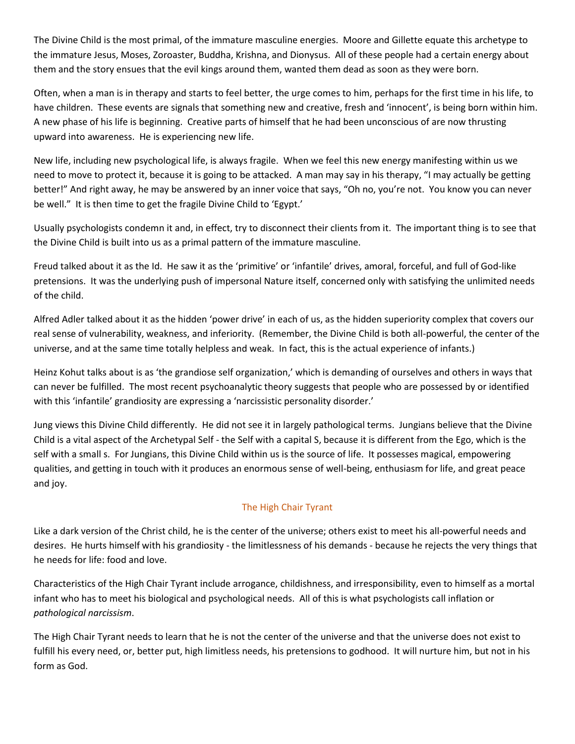The Divine Child is the most primal, of the immature masculine energies. Moore and Gillette equate this archetype to the immature Jesus, Moses, Zoroaster, Buddha, Krishna, and Dionysus. All of these people had a certain energy about them and the story ensues that the evil kings around them, wanted them dead as soon as they were born.

Often, when a man is in therapy and starts to feel better, the urge comes to him, perhaps for the first time in his life, to have children. These events are signals that something new and creative, fresh and 'innocent', is being born within him. A new phase of his life is beginning. Creative parts of himself that he had been unconscious of are now thrusting upward into awareness. He is experiencing new life.

New life, including new psychological life, is always fragile. When we feel this new energy manifesting within us we need to move to protect it, because it is going to be attacked. A man may say in his therapy, "I may actually be getting better!" And right away, he may be answered by an inner voice that says, "Oh no, you're not. You know you can never be well." It is then time to get the fragile Divine Child to 'Egypt.'

Usually psychologists condemn it and, in effect, try to disconnect their clients from it. The important thing is to see that the Divine Child is built into us as a primal pattern of the immature masculine.

Freud talked about it as the Id. He saw it as the 'primitive' or 'infantile' drives, amoral, forceful, and full of God-like pretensions. It was the underlying push of impersonal Nature itself, concerned only with satisfying the unlimited needs of the child.

Alfred Adler talked about it as the hidden 'power drive' in each of us, as the hidden superiority complex that covers our real sense of vulnerability, weakness, and inferiority. (Remember, the Divine Child is both all-powerful, the center of the universe, and at the same time totally helpless and weak. In fact, this is the actual experience of infants.)

Heinz Kohut talks about is as 'the grandiose self organization,' which is demanding of ourselves and others in ways that can never be fulfilled. The most recent psychoanalytic theory suggests that people who are possessed by or identified with this 'infantile' grandiosity are expressing a 'narcissistic personality disorder.'

Jung views this Divine Child differently. He did not see it in largely pathological terms. Jungians believe that the Divine Child is a vital aspect of the Archetypal Self - the Self with a capital S, because it is different from the Ego, which is the self with a small s. For Jungians, this Divine Child within us is the source of life. It possesses magical, empowering qualities, and getting in touch with it produces an enormous sense of well-being, enthusiasm for life, and great peace and joy.

## The High Chair Tyrant

Like a dark version of the Christ child, he is the center of the universe; others exist to meet his all-powerful needs and desires. He hurts himself with his grandiosity - the limitlessness of his demands - because he rejects the very things that he needs for life: food and love.

Characteristics of the High Chair Tyrant include arrogance, childishness, and irresponsibility, even to himself as a mortal infant who has to meet his biological and psychological needs. All of this is what psychologists call inflation or *pathological narcissism*.

The High Chair Tyrant needs to learn that he is not the center of the universe and that the universe does not exist to fulfill his every need, or, better put, high limitless needs, his pretensions to godhood. It will nurture him, but not in his form as God.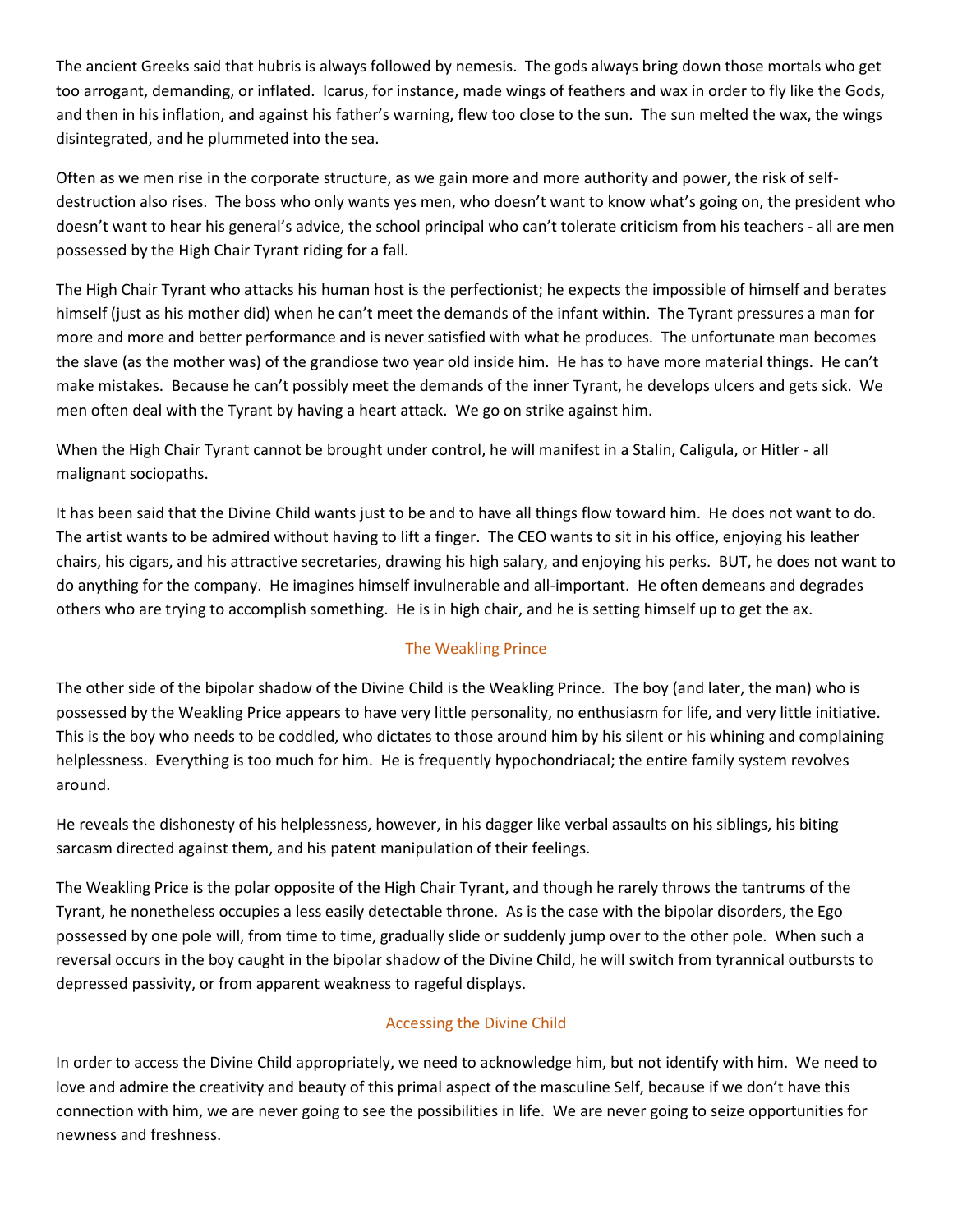The ancient Greeks said that hubris is always followed by nemesis. The gods always bring down those mortals who get too arrogant, demanding, or inflated. Icarus, for instance, made wings of feathers and wax in order to fly like the Gods, and then in his inflation, and against his father's warning, flew too close to the sun. The sun melted the wax, the wings disintegrated, and he plummeted into the sea.

Often as we men rise in the corporate structure, as we gain more and more authority and power, the risk of self-destruction also rises. The boss who only wants yes men, who doesn't want to know what's going on, the president who doesn't want to hear his general's advice, the school principal who can't tolerate criticism from his teachers - all are men possessed by the High Chair Tyrant riding for a fall.

The High Chair Tyrant who attacks his human host is the perfectionist; he expects the impossible of himself and berates himself (just as his mother did) when he can't meet the demands of the infant within. The Tyrant pressures a man for more and more and better performance and is never satisfied with what he produces. The unfortunate man becomes the slave (as the mother was) of the grandiose two year old inside him. He has to have more material things. He can't make mistakes. Because he can't possibly meet the demands of the inner Tyrant, he develops ulcers and gets sick. We men often deal with the Tyrant by having a heart attack. We go on strike against him.

When the High Chair Tyrant cannot be brought under control, he will manifest in a Stalin, Caligula, or Hitler - all malignant sociopaths.

It has been said that the Divine Child wants just to be and to have all things flow toward him. He does not want to do. The artist wants to be admired without having to lift a finger. The CEO wants to sit in his office, enjoying his leather chairs, his cigars, and his attractive secretaries, drawing his high salary, and enjoying his perks. BUT, he does not want to do anything for the company. He imagines himself invulnerable and all-important. He often demeans and degrades others who are trying to accomplish something. He is in high chair, and he is setting himself up to get the ax.

## The Weakling Prince

The other side of the bipolar shadow of the Divine Child is the Weakling Prince. The boy (and later, the man) who is possessed by the Weakling Price appears to have very little personality, no enthusiasm for life, and very little initiative. This is the boy who needs to be coddled, who dictates to those around him by his silent or his whining and complaining helplessness. Everything is too much for him. He is frequently hypochondriacal; the entire family system revolves around.

He reveals the dishonesty of his helplessness, however, in his dagger like verbal assaults on his siblings, his biting sarcasm directed against them, and his patent manipulation of their feelings.

The Weakling Price is the polar opposite of the High Chair Tyrant, and though he rarely throws the tantrums of the Tyrant, he nonetheless occupies a less easily detectable throne. As is the case with the bipolar disorders, the Ego possessed by one pole will, from time to time, gradually slide or suddenly jump over to the other pole. When such a reversal occurs in the boy caught in the bipolar shadow of the Divine Child, he will switch from tyrannical outbursts to depressed passivity, or from apparent weakness to rageful displays.

## Accessing the Divine Child

In order to access the Divine Child appropriately, we need to acknowledge him, but not identify with him. We need to love and admire the creativity and beauty of this primal aspect of the masculine Self, because if we don't have this connection with him, we are never going to see the possibilities in life. We are never going to seize opportunities for newness and freshness.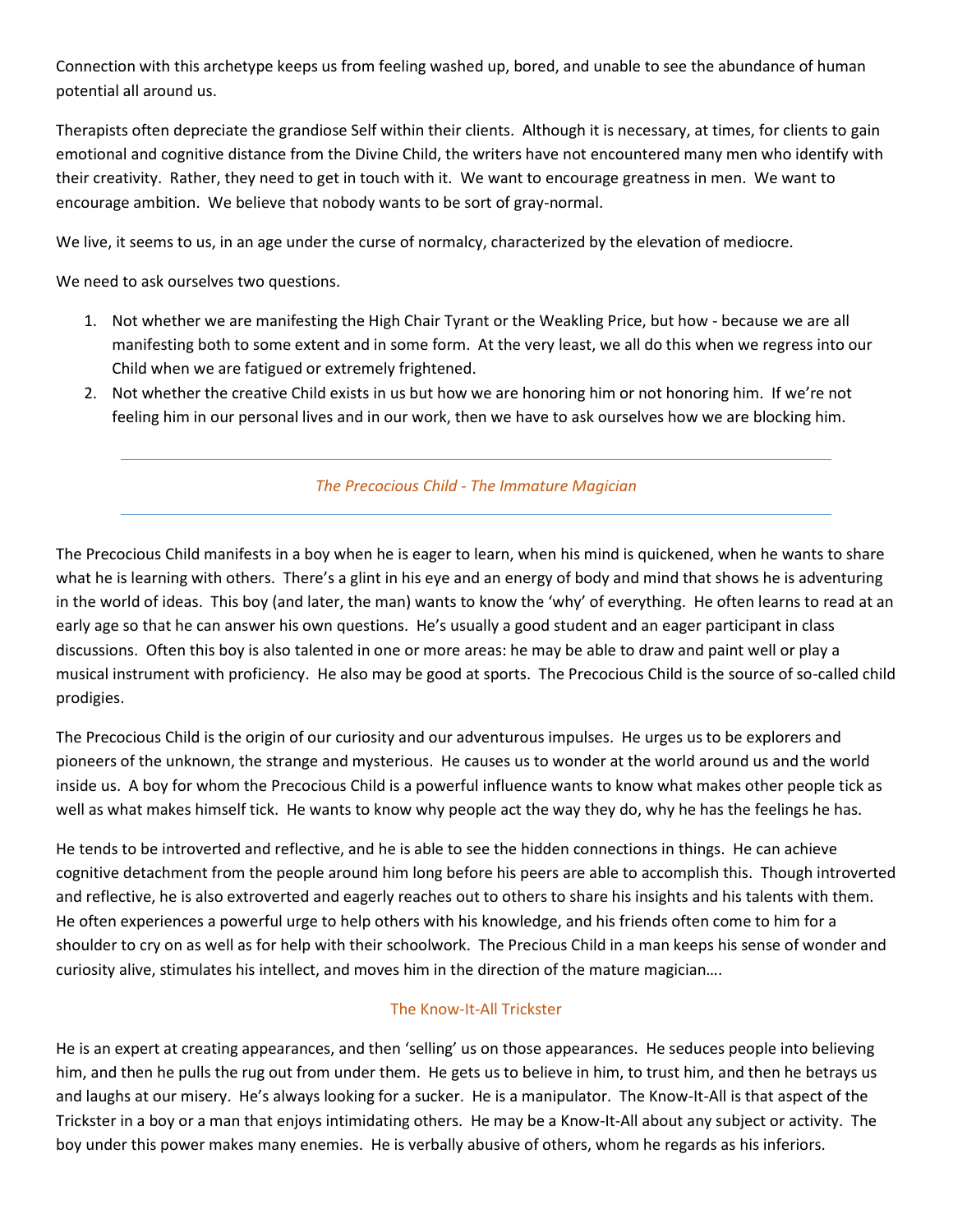Connection with this archetype keeps us from feeling washed up, bored, and unable to see the abundance of human potential all around us.

Therapists often depreciate the grandiose Self within their clients. Although it is necessary, at times, for clients to gain emotional and cognitive distance from the Divine Child, the writers have not encountered many men who identify with their creativity. Rather, they need to get in touch with it. We want to encourage greatness in men. We want to encourage ambition. We believe that nobody wants to be sort of gray-normal.

We live, it seems to us, in an age under the curse of normalcy, characterized by the elevation of mediocre.

We need to ask ourselves two questions.

1. Not whether we are manifesting the High Chair Tyrant or the Weakling Price, but how - because we are all manifesting both to some extent and in some form. At the very least, we all do this when we regress into our Child when we are fatigued or extremely frightened.
2. Not whether the creative Child exists in us but how we are honoring him or not honoring him. If we're not feeling him in our personal lives and in our work, then we have to ask ourselves how we are blocking him.

---

### *The Precocious Child - The Immature Magician*

---

The Precocious Child manifests in a boy when he is eager to learn, when his mind is quickened, when he wants to share what he is learning with others. There's a glint in his eye and an energy of body and mind that shows he is adventuring in the world of ideas. This boy (and later, the man) wants to know the 'why' of everything. He often learns to read at an early age so that he can answer his own questions. He's usually a good student and an eager participant in class discussions. Often this boy is also talented in one or more areas: he may be able to draw and paint well or play a musical instrument with proficiency. He also may be good at sports. The Precocious Child is the source of so-called child prodigies.

The Precocious Child is the origin of our curiosity and our adventurous impulses. He urges us to be explorers and pioneers of the unknown, the strange and mysterious. He causes us to wonder at the world around us and the world inside us. A boy for whom the Precocious Child is a powerful influence wants to know what makes other people tick as well as what makes himself tick. He wants to know why people act the way they do, why he has the feelings he has.

He tends to be introverted and reflective, and he is able to see the hidden connections in things. He can achieve cognitive detachment from the people around him long before his peers are able to accomplish this. Though introverted and reflective, he is also extroverted and eagerly reaches out to others to share his insights and his talents with them. He often experiences a powerful urge to help others with his knowledge, and his friends often come to him for a shoulder to cry on as well as for help with their schoolwork. The Precious Child in a man keeps his sense of wonder and curiosity alive, stimulates his intellect, and moves him in the direction of the mature magician….

#### The Know-It-All Trickster

He is an expert at creating appearances, and then 'selling' us on those appearances. He seduces people into believing him, and then he pulls the rug out from under them. He gets us to believe in him, to trust him, and then he betrays us and laughs at our misery. He's always looking for a sucker. He is a manipulator. The Know-It-All is that aspect of the Trickster in a boy or a man that enjoys intimidating others. He may be a Know-It-All about any subject or activity. The boy under this power makes many enemies. He is verbally abusive of others, whom he regards as his inferiors.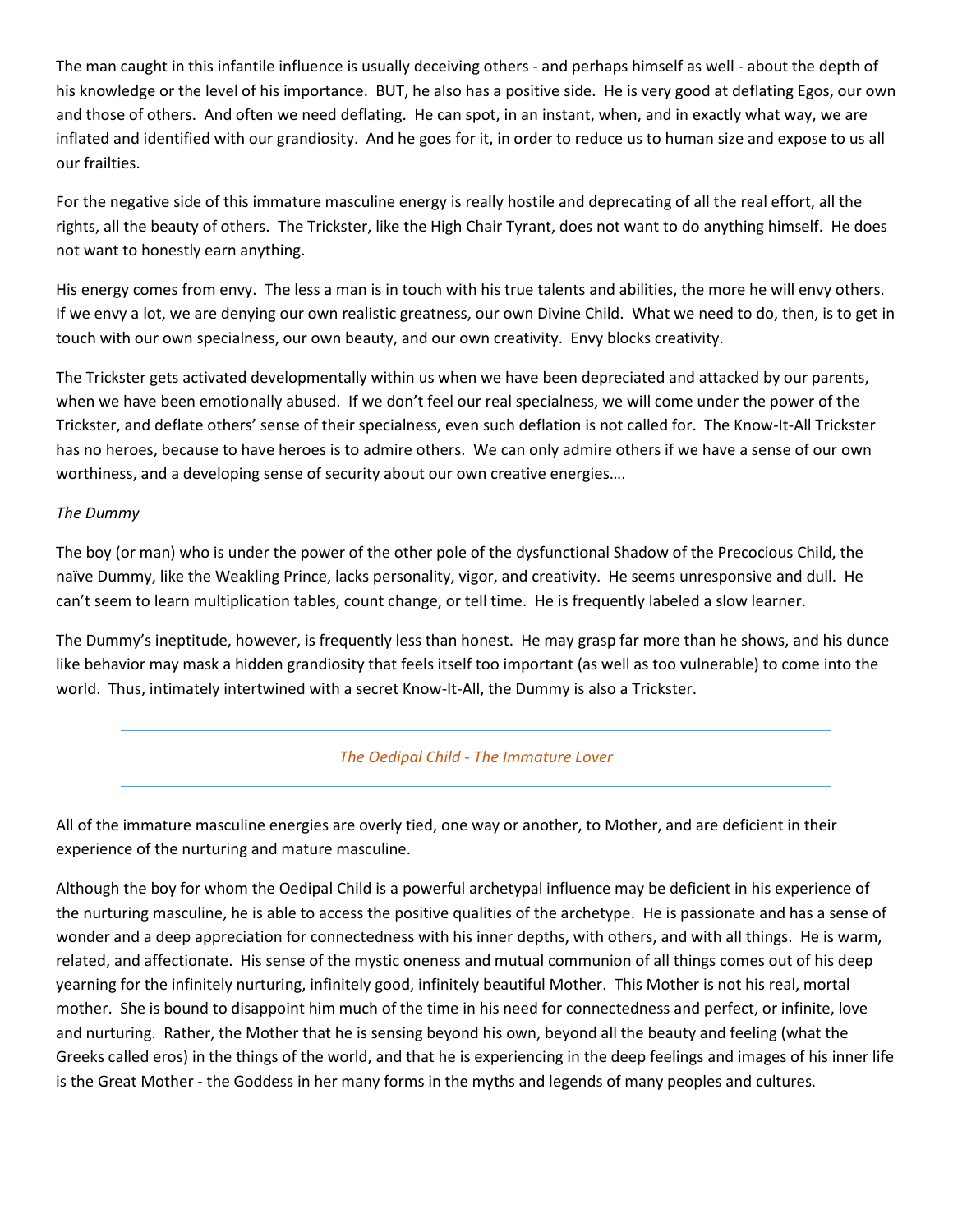The man caught in this infantile influence is usually deceiving others - and perhaps himself as well - about the depth of his knowledge or the level of his importance. BUT, he also has a positive side. He is very good at deflating Egos, our own and those of others. And often we need deflating. He can spot, in an instant, when, and in exactly what way, we are inflated and identified with our grandiosity. And he goes for it, in order to reduce us to human size and expose to us all our frailties.

For the negative side of this immature masculine energy is really hostile and deprecating of all the real effort, all the rights, all the beauty of others. The Trickster, like the High Chair Tyrant, does not want to do anything himself. He does not want to honestly earn anything.

His energy comes from envy. The less a man is in touch with his true talents and abilities, the more he will envy others. If we envy a lot, we are denying our own realistic greatness, our own Divine Child. What we need to do, then, is to get in touch with our own specialness, our own beauty, and our own creativity. Envy blocks creativity.

The Trickster gets activated developmentally within us when we have been depreciated and attacked by our parents, when we have been emotionally abused. If we don't feel our real specialness, we will come under the power of the Trickster, and deflate others' sense of their specialness, even such deflation is not called for. The Know-It-All Trickster has no heroes, because to have heroes is to admire others. We can only admire others if we have a sense of our own worthiness, and a developing sense of security about our own creative energies….

*The Dummy*

The boy (or man) who is under the power of the other pole of the dysfunctional Shadow of the Precocious Child, the naïve Dummy, like the Weakling Prince, lacks personality, vigor, and creativity. He seems unresponsive and dull. He can't seem to learn multiplication tables, count change, or tell time. He is frequently labeled a slow learner.

The Dummy's ineptitude, however, is frequently less than honest. He may grasp far more than he shows, and his dunce like behavior may mask a hidden grandiosity that feels itself too important (as well as too vulnerable) to come into the world. Thus, intimately intertwined with a secret Know-It-All, the Dummy is also a Trickster.

---

## *The Oedipal Child - The Immature Lover*

---

All of the immature masculine energies are overly tied, one way or another, to Mother, and are deficient in their experience of the nurturing and mature masculine.

Although the boy for whom the Oedipal Child is a powerful archetypal influence may be deficient in his experience of the nurturing masculine, he is able to access the positive qualities of the archetype. He is passionate and has a sense of wonder and a deep appreciation for connectedness with his inner depths, with others, and with all things. He is warm, related, and affectionate. His sense of the mystic oneness and mutual communion of all things comes out of his deep yearning for the infinitely nurturing, infinitely good, infinitely beautiful Mother. This Mother is not his real, mortal mother. She is bound to disappoint him much of the time in his need for connectedness and perfect, or infinite, love and nurturing. Rather, the Mother that he is sensing beyond his own, beyond all the beauty and feeling (what the Greeks called eros) in the things of the world, and that he is experiencing in the deep feelings and images of his inner life is the Great Mother - the Goddess in her many forms in the myths and legends of many peoples and cultures.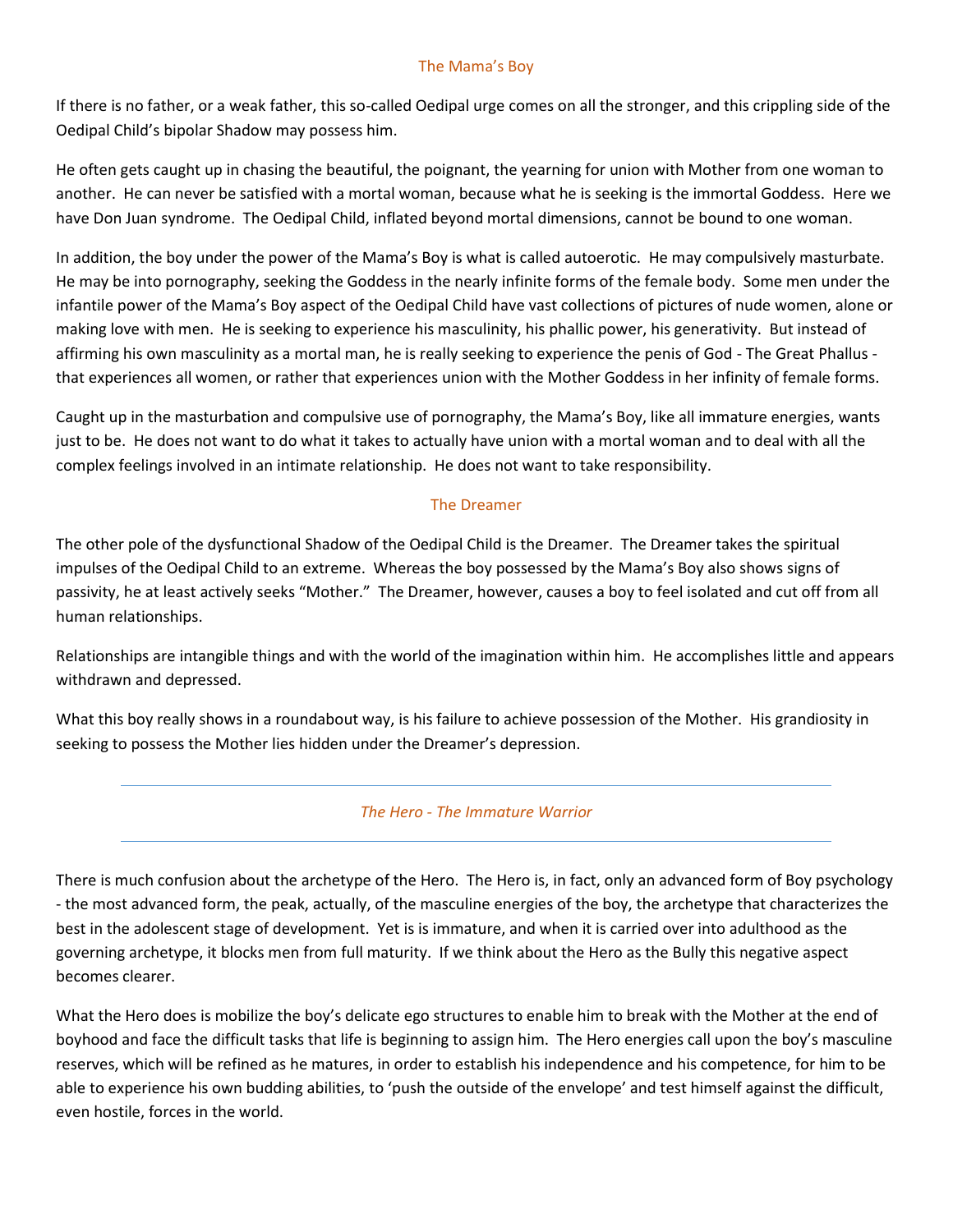## The Mama's Boy

If there is no father, or a weak father, this so-called Oedipal urge comes on all the stronger, and this crippling side of the Oedipal Child's bipolar Shadow may possess him.

He often gets caught up in chasing the beautiful, the poignant, the yearning for union with Mother from one woman to another. He can never be satisfied with a mortal woman, because what he is seeking is the immortal Goddess. Here we have Don Juan syndrome. The Oedipal Child, inflated beyond mortal dimensions, cannot be bound to one woman.

In addition, the boy under the power of the Mama's Boy is what is called autoerotic. He may compulsively masturbate. He may be into pornography, seeking the Goddess in the nearly infinite forms of the female body. Some men under the infantile power of the Mama's Boy aspect of the Oedipal Child have vast collections of pictures of nude women, alone or making love with men. He is seeking to experience his masculinity, his phallic power, his generativity. But instead of affirming his own masculinity as a mortal man, he is really seeking to experience the penis of God - The Great Phallus - that experiences all women, or rather that experiences union with the Mother Goddess in her infinity of female forms.

Caught up in the masturbation and compulsive use of pornography, the Mama's Boy, like all immature energies, wants just to be. He does not want to do what it takes to actually have union with a mortal woman and to deal with all the complex feelings involved in an intimate relationship. He does not want to take responsibility.

## The Dreamer

The other pole of the dysfunctional Shadow of the Oedipal Child is the Dreamer. The Dreamer takes the spiritual impulses of the Oedipal Child to an extreme. Whereas the boy possessed by the Mama's Boy also shows signs of passivity, he at least actively seeks "Mother." The Dreamer, however, causes a boy to feel isolated and cut off from all human relationships.

Relationships are intangible things and with the world of the imagination within him. He accomplishes little and appears withdrawn and depressed.

What this boy really shows in a roundabout way, is his failure to achieve possession of the Mother. His grandiosity in seeking to possess the Mother lies hidden under the Dreamer's depression.

---

## *The Hero - The Immature Warrior*

---

There is much confusion about the archetype of the Hero. The Hero is, in fact, only an advanced form of Boy psychology - the most advanced form, the peak, actually, of the masculine energies of the boy, the archetype that characterizes the best in the adolescent stage of development. Yet is is immature, and when it is carried over into adulthood as the governing archetype, it blocks men from full maturity. If we think about the Hero as the Bully this negative aspect becomes clearer.

What the Hero does is mobilize the boy's delicate ego structures to enable him to break with the Mother at the end of boyhood and face the difficult tasks that life is beginning to assign him. The Hero energies call upon the boy's masculine reserves, which will be refined as he matures, in order to establish his independence and his competence, for him to be able to experience his own budding abilities, to 'push the outside of the envelope' and test himself against the difficult, even hostile, forces in the world.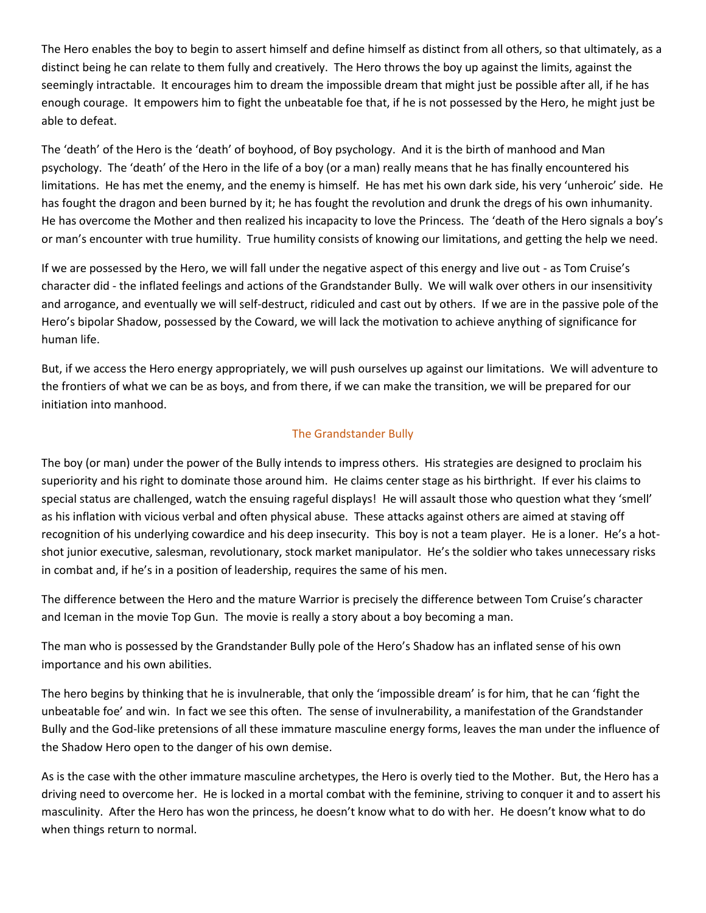The Hero enables the boy to begin to assert himself and define himself as distinct from all others, so that ultimately, as a distinct being he can relate to them fully and creatively. The Hero throws the boy up against the limits, against the seemingly intractable. It encourages him to dream the impossible dream that might just be possible after all, if he has enough courage. It empowers him to fight the unbeatable foe that, if he is not possessed by the Hero, he might just be able to defeat.

The 'death' of the Hero is the 'death' of boyhood, of Boy psychology. And it is the birth of manhood and Man psychology. The 'death' of the Hero in the life of a boy (or a man) really means that he has finally encountered his limitations. He has met the enemy, and the enemy is himself. He has met his own dark side, his very 'unheroic' side. He has fought the dragon and been burned by it; he has fought the revolution and drunk the dregs of his own inhumanity. He has overcome the Mother and then realized his incapacity to love the Princess. The 'death of the Hero signals a boy's or man's encounter with true humility. True humility consists of knowing our limitations, and getting the help we need.

If we are possessed by the Hero, we will fall under the negative aspect of this energy and live out - as Tom Cruise's character did - the inflated feelings and actions of the Grandstander Bully. We will walk over others in our insensitivity and arrogance, and eventually we will self-destruct, ridiculed and cast out by others. If we are in the passive pole of the Hero's bipolar Shadow, possessed by the Coward, we will lack the motivation to achieve anything of significance for human life.

But, if we access the Hero energy appropriately, we will push ourselves up against our limitations. We will adventure to the frontiers of what we can be as boys, and from there, if we can make the transition, we will be prepared for our initiation into manhood.

## The Grandstander Bully

The boy (or man) under the power of the Bully intends to impress others. His strategies are designed to proclaim his superiority and his right to dominate those around him. He claims center stage as his birthright. If ever his claims to special status are challenged, watch the ensuing rageful displays! He will assault those who question what they 'smell' as his inflation with vicious verbal and often physical abuse. These attacks against others are aimed at staving off recognition of his underlying cowardice and his deep insecurity. This boy is not a team player. He is a loner. He's a hot-shot junior executive, salesman, revolutionary, stock market manipulator. He's the soldier who takes unnecessary risks in combat and, if he's in a position of leadership, requires the same of his men.

The difference between the Hero and the mature Warrior is precisely the difference between Tom Cruise's character and Iceman in the movie Top Gun. The movie is really a story about a boy becoming a man.

The man who is possessed by the Grandstander Bully pole of the Hero's Shadow has an inflated sense of his own importance and his own abilities.

The hero begins by thinking that he is invulnerable, that only the 'impossible dream' is for him, that he can 'fight the unbeatable foe' and win. In fact we see this often. The sense of invulnerability, a manifestation of the Grandstander Bully and the God-like pretensions of all these immature masculine energy forms, leaves the man under the influence of the Shadow Hero open to the danger of his own demise.

As is the case with the other immature masculine archetypes, the Hero is overly tied to the Mother. But, the Hero has a driving need to overcome her. He is locked in a mortal combat with the feminine, striving to conquer it and to assert his masculinity. After the Hero has won the princess, he doesn't know what to do with her. He doesn't know what to do when things return to normal.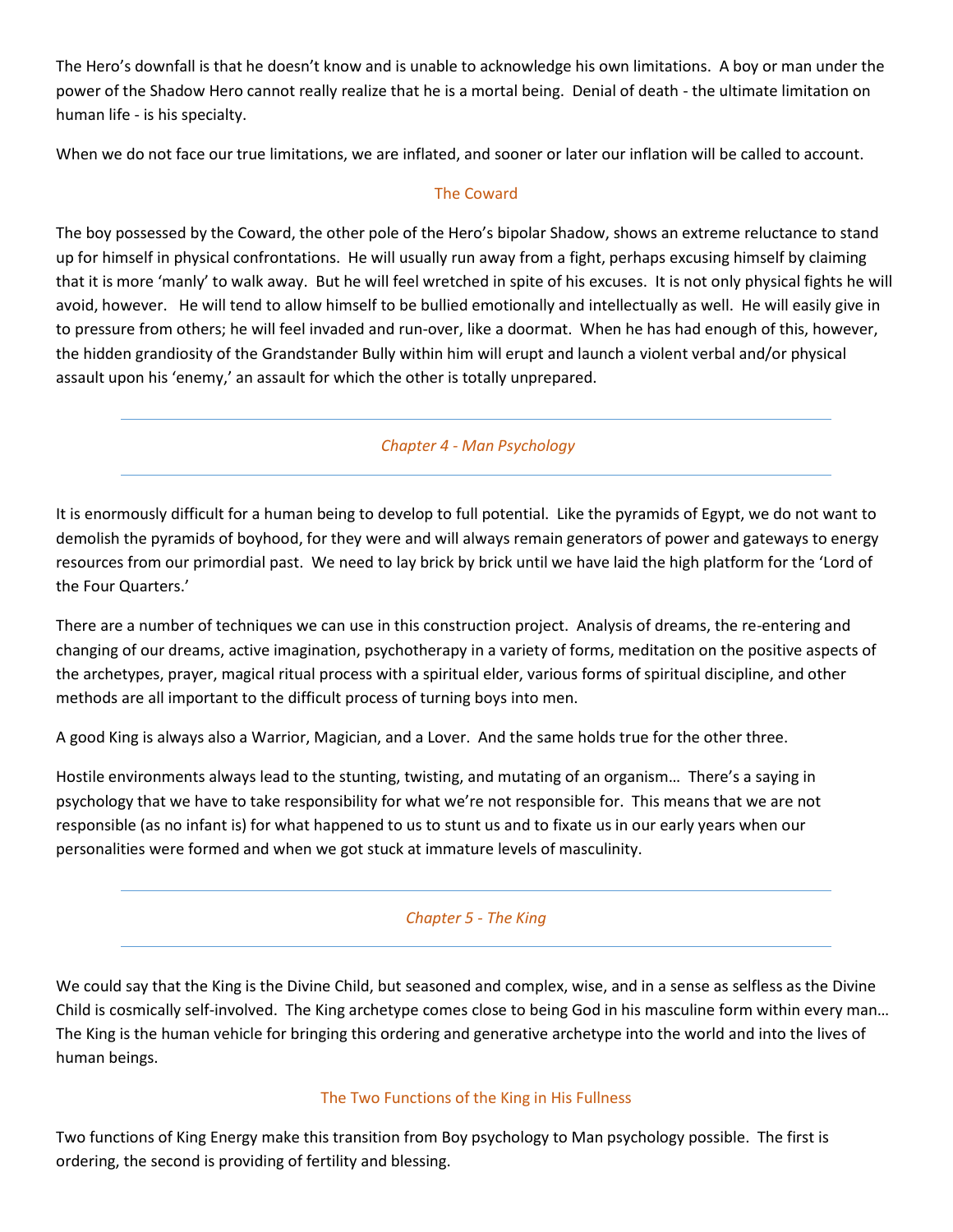The Hero's downfall is that he doesn't know and is unable to acknowledge his own limitations. A boy or man under the power of the Shadow Hero cannot really realize that he is a mortal being. Denial of death - the ultimate limitation on human life - is his specialty.

When we do not face our true limitations, we are inflated, and sooner or later our inflation will be called to account.

### The Coward

The boy possessed by the Coward, the other pole of the Hero's bipolar Shadow, shows an extreme reluctance to stand up for himself in physical confrontations. He will usually run away from a fight, perhaps excusing himself by claiming that it is more 'manly' to walk away. But he will feel wretched in spite of his excuses. It is not only physical fights he will avoid, however. He will tend to allow himself to be bullied emotionally and intellectually as well. He will easily give in to pressure from others; he will feel invaded and run-over, like a doormat. When he has had enough of this, however, the hidden grandiosity of the Grandstander Bully within him will erupt and launch a violent verbal and/or physical assault upon his 'enemy,' an assault for which the other is totally unprepared.

---

## *Chapter 4 - Man Psychology*

---

It is enormously difficult for a human being to develop to full potential. Like the pyramids of Egypt, we do not want to demolish the pyramids of boyhood, for they were and will always remain generators of power and gateways to energy resources from our primordial past. We need to lay brick by brick until we have laid the high platform for the 'Lord of the Four Quarters.'

There are a number of techniques we can use in this construction project. Analysis of dreams, the re-entering and changing of our dreams, active imagination, psychotherapy in a variety of forms, meditation on the positive aspects of the archetypes, prayer, magical ritual process with a spiritual elder, various forms of spiritual discipline, and other methods are all important to the difficult process of turning boys into men.

A good King is always also a Warrior, Magician, and a Lover. And the same holds true for the other three.

Hostile environments always lead to the stunting, twisting, and mutating of an organism… There's a saying in psychology that we have to take responsibility for what we're not responsible for. This means that we are not responsible (as no infant is) for what happened to us to stunt us and to fixate us in our early years when our personalities were formed and when we got stuck at immature levels of masculinity.

---

## *Chapter 5 - The King*

---

We could say that the King is the Divine Child, but seasoned and complex, wise, and in a sense as selfless as the Divine Child is cosmically self-involved. The King archetype comes close to being God in his masculine form within every man… The King is the human vehicle for bringing this ordering and generative archetype into the world and into the lives of human beings.

### The Two Functions of the King in His Fullness

Two functions of King Energy make this transition from Boy psychology to Man psychology possible. The first is ordering, the second is providing of fertility and blessing.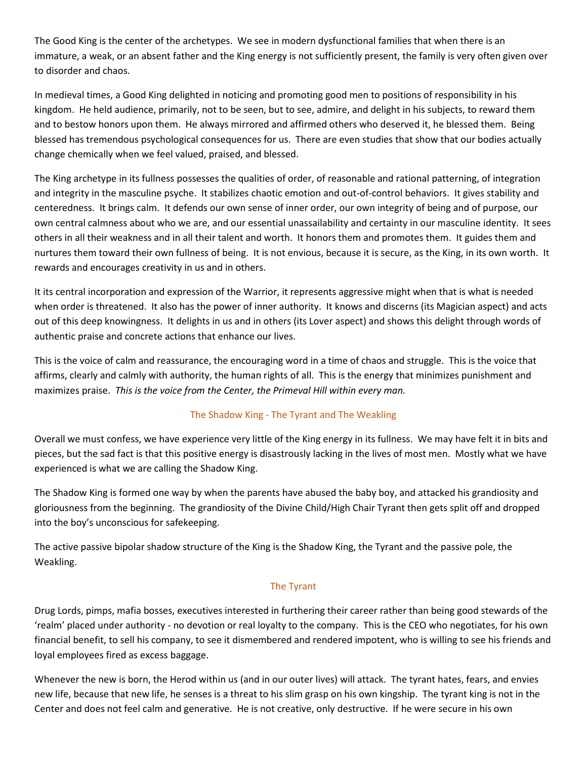The Good King is the center of the archetypes. We see in modern dysfunctional families that when there is an immature, a weak, or an absent father and the King energy is not sufficiently present, the family is very often given over to disorder and chaos.

In medieval times, a Good King delighted in noticing and promoting good men to positions of responsibility in his kingdom. He held audience, primarily, not to be seen, but to see, admire, and delight in his subjects, to reward them and to bestow honors upon them. He always mirrored and affirmed others who deserved it, he blessed them. Being blessed has tremendous psychological consequences for us. There are even studies that show that our bodies actually change chemically when we feel valued, praised, and blessed.

The King archetype in its fullness possesses the qualities of order, of reasonable and rational patterning, of integration and integrity in the masculine psyche. It stabilizes chaotic emotion and out-of-control behaviors. It gives stability and centeredness. It brings calm. It defends our own sense of inner order, our own integrity of being and of purpose, our own central calmness about who we are, and our essential unassailability and certainty in our masculine identity. It sees others in all their weakness and in all their talent and worth. It honors them and promotes them. It guides them and nurtures them toward their own fullness of being. It is not envious, because it is secure, as the King, in its own worth. It rewards and encourages creativity in us and in others.

It its central incorporation and expression of the Warrior, it represents aggressive might when that is what is needed when order is threatened. It also has the power of inner authority. It knows and discerns (its Magician aspect) and acts out of this deep knowingness. It delights in us and in others (its Lover aspect) and shows this delight through words of authentic praise and concrete actions that enhance our lives.

This is the voice of calm and reassurance, the encouraging word in a time of chaos and struggle. This is the voice that affirms, clearly and calmly with authority, the human rights of all. This is the energy that minimizes punishment and maximizes praise. *This is the voice from the Center, the Primeval Hill within every man.*

## The Shadow King - The Tyrant and The Weakling

Overall we must confess, we have experience very little of the King energy in its fullness. We may have felt it in bits and pieces, but the sad fact is that this positive energy is disastrously lacking in the lives of most men. Mostly what we have experienced is what we are calling the Shadow King.

The Shadow King is formed one way by when the parents have abused the baby boy, and attacked his grandiosity and gloriousness from the beginning. The grandiosity of the Divine Child/High Chair Tyrant then gets split off and dropped into the boy's unconscious for safekeeping.

The active passive bipolar shadow structure of the King is the Shadow King, the Tyrant and the passive pole, the Weakling.

### The Tyrant

Drug Lords, pimps, mafia bosses, executives interested in furthering their career rather than being good stewards of the 'realm' placed under authority - no devotion or real loyalty to the company. This is the CEO who negotiates, for his own financial benefit, to sell his company, to see it dismembered and rendered impotent, who is willing to see his friends and loyal employees fired as excess baggage.

Whenever the new is born, the Herod within us (and in our outer lives) will attack. The tyrant hates, fears, and envies new life, because that new life, he senses is a threat to his slim grasp on his own kingship. The tyrant king is not in the Center and does not feel calm and generative. He is not creative, only destructive. If he were secure in his own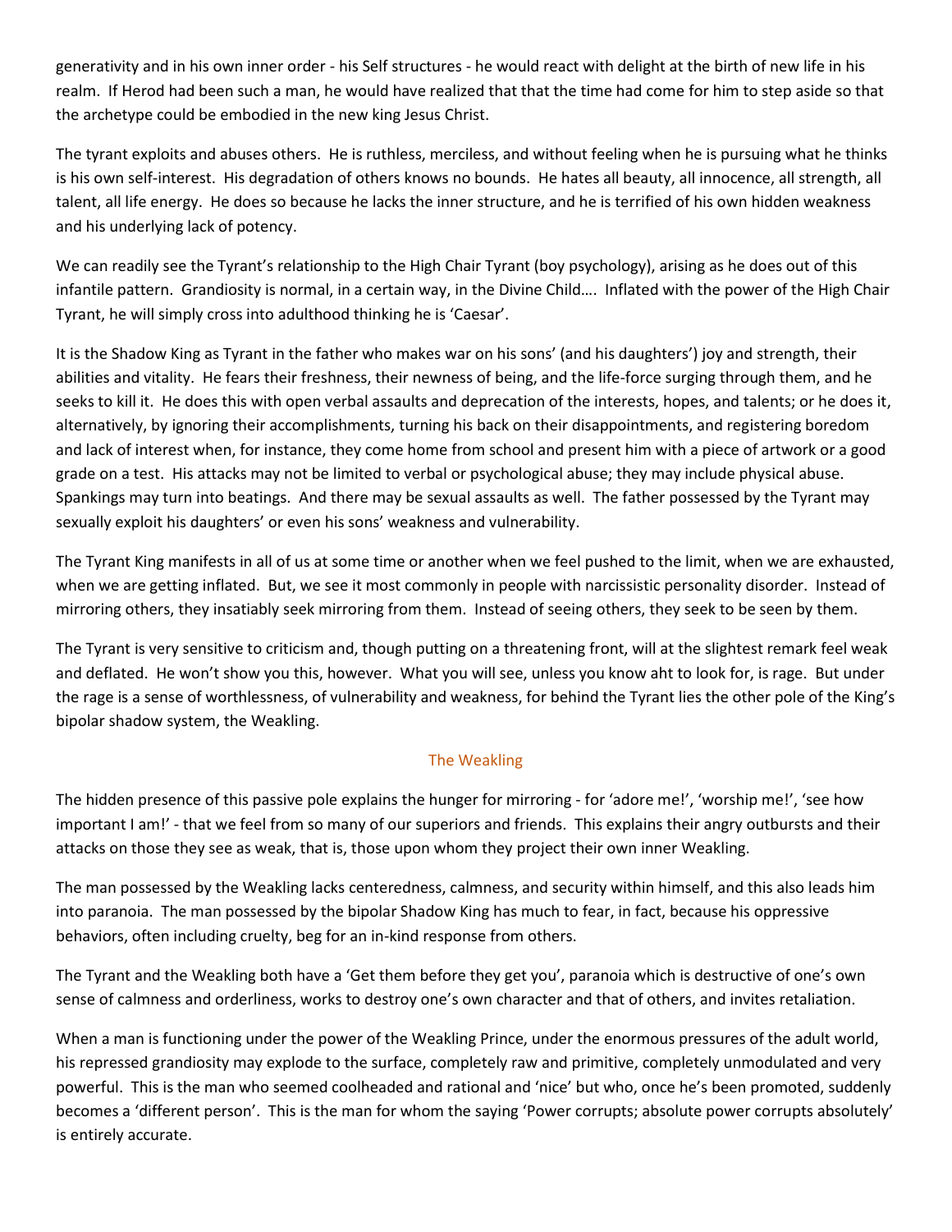generativity and in his own inner order - his Self structures - he would react with delight at the birth of new life in his realm. If Herod had been such a man, he would have realized that that the time had come for him to step aside so that the archetype could be embodied in the new king Jesus Christ.

The tyrant exploits and abuses others. He is ruthless, merciless, and without feeling when he is pursuing what he thinks is his own self-interest. His degradation of others knows no bounds. He hates all beauty, all innocence, all strength, all talent, all life energy. He does so because he lacks the inner structure, and he is terrified of his own hidden weakness and his underlying lack of potency.

We can readily see the Tyrant's relationship to the High Chair Tyrant (boy psychology), arising as he does out of this infantile pattern. Grandiosity is normal, in a certain way, in the Divine Child…. Inflated with the power of the High Chair Tyrant, he will simply cross into adulthood thinking he is 'Caesar'.

It is the Shadow King as Tyrant in the father who makes war on his sons' (and his daughters') joy and strength, their abilities and vitality. He fears their freshness, their newness of being, and the life-force surging through them, and he seeks to kill it. He does this with open verbal assaults and deprecation of the interests, hopes, and talents; or he does it, alternatively, by ignoring their accomplishments, turning his back on their disappointments, and registering boredom and lack of interest when, for instance, they come home from school and present him with a piece of artwork or a good grade on a test. His attacks may not be limited to verbal or psychological abuse; they may include physical abuse. Spankings may turn into beatings. And there may be sexual assaults as well. The father possessed by the Tyrant may sexually exploit his daughters' or even his sons' weakness and vulnerability.

The Tyrant King manifests in all of us at some time or another when we feel pushed to the limit, when we are exhausted, when we are getting inflated. But, we see it most commonly in people with narcissistic personality disorder. Instead of mirroring others, they insatiably seek mirroring from them. Instead of seeing others, they seek to be seen by them.

The Tyrant is very sensitive to criticism and, though putting on a threatening front, will at the slightest remark feel weak and deflated. He won't show you this, however. What you will see, unless you know aht to look for, is rage. But under the rage is a sense of worthlessness, of vulnerability and weakness, for behind the Tyrant lies the other pole of the King's bipolar shadow system, the Weakling.

## The Weakling

The hidden presence of this passive pole explains the hunger for mirroring - for 'adore me!', 'worship me!', 'see how important I am!' - that we feel from so many of our superiors and friends. This explains their angry outbursts and their attacks on those they see as weak, that is, those upon whom they project their own inner Weakling.

The man possessed by the Weakling lacks centeredness, calmness, and security within himself, and this also leads him into paranoia. The man possessed by the bipolar Shadow King has much to fear, in fact, because his oppressive behaviors, often including cruelty, beg for an in-kind response from others.

The Tyrant and the Weakling both have a 'Get them before they get you', paranoia which is destructive of one's own sense of calmness and orderliness, works to destroy one's own character and that of others, and invites retaliation.

When a man is functioning under the power of the Weakling Prince, under the enormous pressures of the adult world, his repressed grandiosity may explode to the surface, completely raw and primitive, completely unmodulated and very powerful. This is the man who seemed coolheaded and rational and 'nice' but who, once he's been promoted, suddenly becomes a 'different person'. This is the man for whom the saying 'Power corrupts; absolute power corrupts absolutely' is entirely accurate.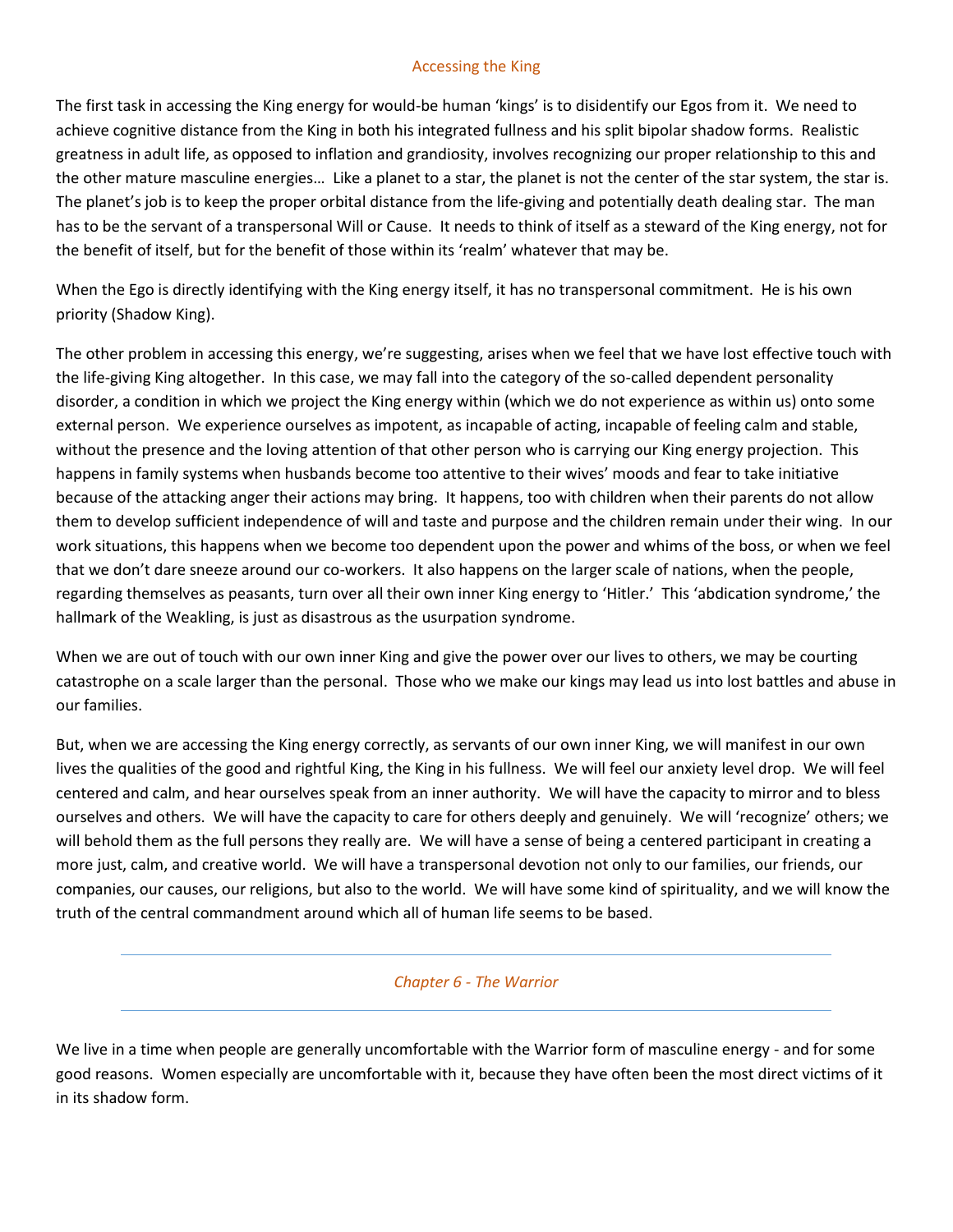## Accessing the King

The first task in accessing the King energy for would-be human 'kings' is to disidentify our Egos from it. We need to achieve cognitive distance from the King in both his integrated fullness and his split bipolar shadow forms. Realistic greatness in adult life, as opposed to inflation and grandiosity, involves recognizing our proper relationship to this and the other mature masculine energies… Like a planet to a star, the planet is not the center of the star system, the star is. The planet's job is to keep the proper orbital distance from the life-giving and potentially death dealing star. The man has to be the servant of a transpersonal Will or Cause. It needs to think of itself as a steward of the King energy, not for the benefit of itself, but for the benefit of those within its 'realm' whatever that may be.

When the Ego is directly identifying with the King energy itself, it has no transpersonal commitment. He is his own priority (Shadow King).

The other problem in accessing this energy, we're suggesting, arises when we feel that we have lost effective touch with the life-giving King altogether. In this case, we may fall into the category of the so-called dependent personality disorder, a condition in which we project the King energy within (which we do not experience as within us) onto some external person. We experience ourselves as impotent, as incapable of acting, incapable of feeling calm and stable, without the presence and the loving attention of that other person who is carrying our King energy projection. This happens in family systems when husbands become too attentive to their wives' moods and fear to take initiative because of the attacking anger their actions may bring. It happens, too with children when their parents do not allow them to develop sufficient independence of will and taste and purpose and the children remain under their wing. In our work situations, this happens when we become too dependent upon the power and whims of the boss, or when we feel that we don't dare sneeze around our co-workers. It also happens on the larger scale of nations, when the people, regarding themselves as peasants, turn over all their own inner King energy to 'Hitler.' This 'abdication syndrome,' the hallmark of the Weakling, is just as disastrous as the usurpation syndrome.

When we are out of touch with our own inner King and give the power over our lives to others, we may be courting catastrophe on a scale larger than the personal. Those who we make our kings may lead us into lost battles and abuse in our families.

But, when we are accessing the King energy correctly, as servants of our own inner King, we will manifest in our own lives the qualities of the good and rightful King, the King in his fullness. We will feel our anxiety level drop. We will feel centered and calm, and hear ourselves speak from an inner authority. We will have the capacity to mirror and to bless ourselves and others. We will have the capacity to care for others deeply and genuinely. We will 'recognize' others; we will behold them as the full persons they really are. We will have a sense of being a centered participant in creating a more just, calm, and creative world. We will have a transpersonal devotion not only to our families, our friends, our companies, our causes, our religions, but also to the world. We will have some kind of spirituality, and we will know the truth of the central commandment around which all of human life seems to be based.

---

# *Chapter 6 - The Warrior*

---

We live in a time when people are generally uncomfortable with the Warrior form of masculine energy - and for some good reasons. Women especially are uncomfortable with it, because they have often been the most direct victims of it in its shadow form.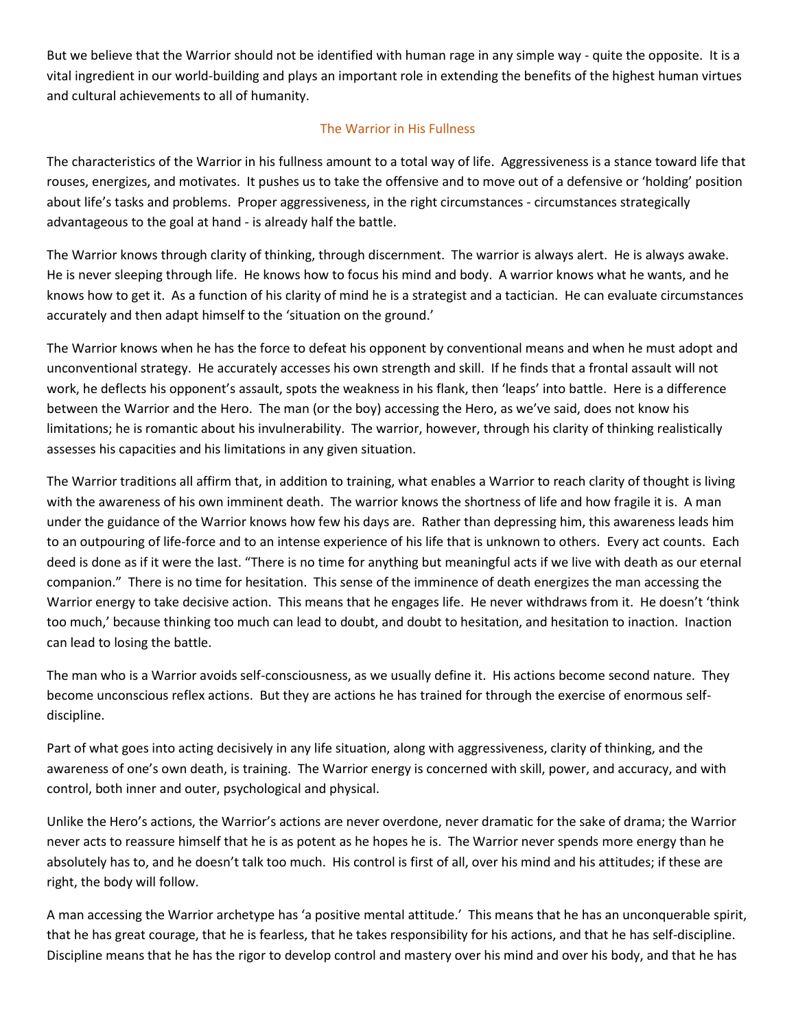But we believe that the Warrior should not be identified with human rage in any simple way - quite the opposite. It is a vital ingredient in our world-building and plays an important role in extending the benefits of the highest human virtues and cultural achievements to all of humanity.

## The Warrior in His Fullness

The characteristics of the Warrior in his fullness amount to a total way of life. Aggressiveness is a stance toward life that rouses, energizes, and motivates. It pushes us to take the offensive and to move out of a defensive or 'holding' position about life's tasks and problems. Proper aggressiveness, in the right circumstances - circumstances strategically advantageous to the goal at hand - is already half the battle.

The Warrior knows through clarity of thinking, through discernment. The warrior is always alert. He is always awake. He is never sleeping through life. He knows how to focus his mind and body. A warrior knows what he wants, and he knows how to get it. As a function of his clarity of mind he is a strategist and a tactician. He can evaluate circumstances accurately and then adapt himself to the 'situation on the ground.'

The Warrior knows when he has the force to defeat his opponent by conventional means and when he must adopt and unconventional strategy. He accurately accesses his own strength and skill. If he finds that a frontal assault will not work, he deflects his opponent's assault, spots the weakness in his flank, then 'leaps' into battle. Here is a difference between the Warrior and the Hero. The man (or the boy) accessing the Hero, as we've said, does not know his limitations; he is romantic about his invulnerability. The warrior, however, through his clarity of thinking realistically assesses his capacities and his limitations in any given situation.

The Warrior traditions all affirm that, in addition to training, what enables a Warrior to reach clarity of thought is living with the awareness of his own imminent death. The warrior knows the shortness of life and how fragile it is. A man under the guidance of the Warrior knows how few his days are. Rather than depressing him, this awareness leads him to an outpouring of life-force and to an intense experience of his life that is unknown to others. Every act counts. Each deed is done as if it were the last. "There is no time for anything but meaningful acts if we live with death as our eternal companion." There is no time for hesitation. This sense of the imminence of death energizes the man accessing the Warrior energy to take decisive action. This means that he engages life. He never withdraws from it. He doesn't 'think too much,' because thinking too much can lead to doubt, and doubt to hesitation, and hesitation to inaction. Inaction can lead to losing the battle.

The man who is a Warrior avoids self-consciousness, as we usually define it. His actions become second nature. They become unconscious reflex actions. But they are actions he has trained for through the exercise of enormous self-discipline.

Part of what goes into acting decisively in any life situation, along with aggressiveness, clarity of thinking, and the awareness of one's own death, is training. The Warrior energy is concerned with skill, power, and accuracy, and with control, both inner and outer, psychological and physical.

Unlike the Hero's actions, the Warrior's actions are never overdone, never dramatic for the sake of drama; the Warrior never acts to reassure himself that he is as potent as he hopes he is. The Warrior never spends more energy than he absolutely has to, and he doesn't talk too much. His control is first of all, over his mind and his attitudes; if these are right, the body will follow.

A man accessing the Warrior archetype has 'a positive mental attitude.' This means that he has an unconquerable spirit, that he has great courage, that he is fearless, that he takes responsibility for his actions, and that he has self-discipline. Discipline means that he has the rigor to develop control and mastery over his mind and over his body, and that he has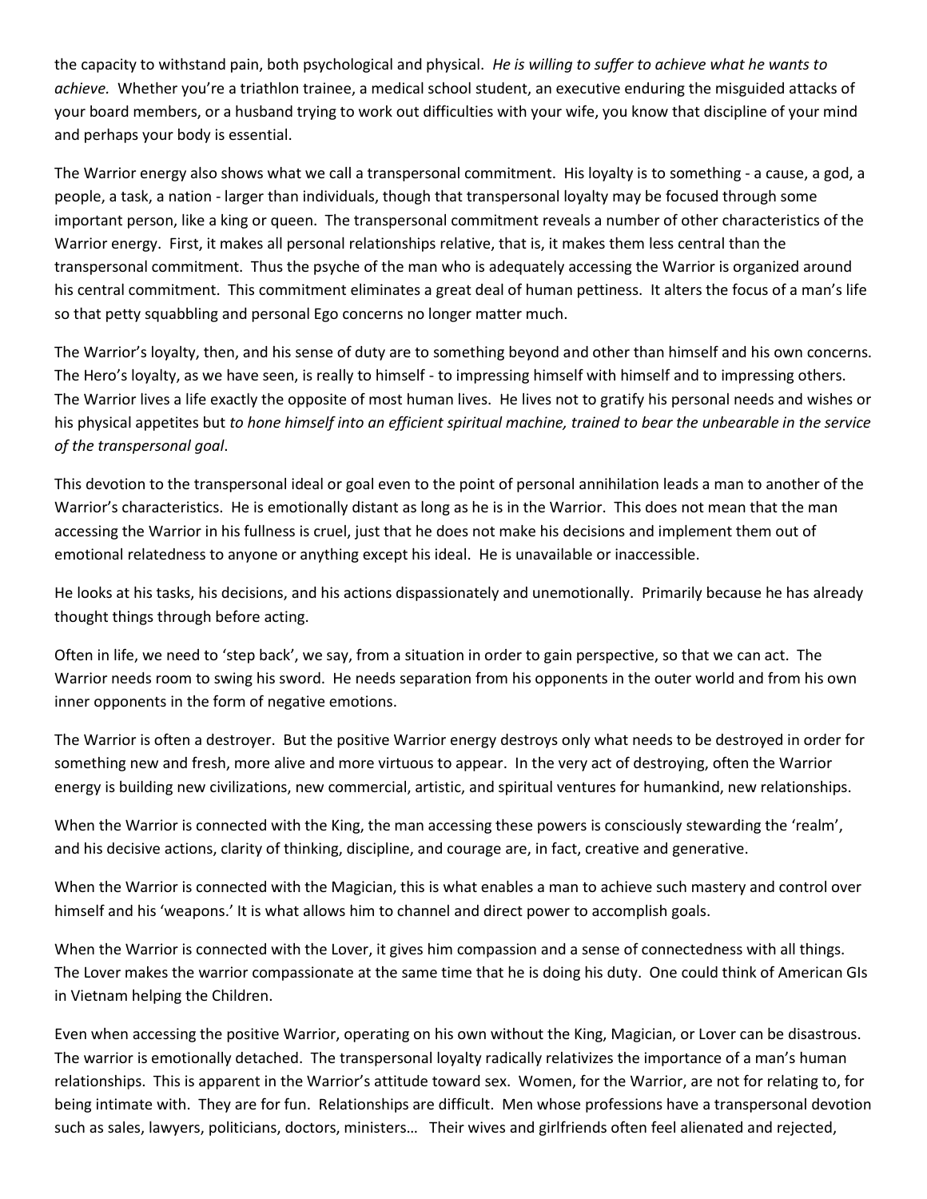the capacity to withstand pain, both psychological and physical. *He is willing to suffer to achieve what he wants to achieve.* Whether you're a triathlon trainee, a medical school student, an executive enduring the misguided attacks of your board members, or a husband trying to work out difficulties with your wife, you know that discipline of your mind and perhaps your body is essential.

The Warrior energy also shows what we call a transpersonal commitment. His loyalty is to something - a cause, a god, a people, a task, a nation - larger than individuals, though that transpersonal loyalty may be focused through some important person, like a king or queen. The transpersonal commitment reveals a number of other characteristics of the Warrior energy. First, it makes all personal relationships relative, that is, it makes them less central than the transpersonal commitment. Thus the psyche of the man who is adequately accessing the Warrior is organized around his central commitment. This commitment eliminates a great deal of human pettiness. It alters the focus of a man's life so that petty squabbling and personal Ego concerns no longer matter much.

The Warrior's loyalty, then, and his sense of duty are to something beyond and other than himself and his own concerns. The Hero's loyalty, as we have seen, is really to himself - to impressing himself with himself and to impressing others. The Warrior lives a life exactly the opposite of most human lives. He lives not to gratify his personal needs and wishes or his physical appetites but *to hone himself into an efficient spiritual machine, trained to bear the unbearable in the service of the transpersonal goal*.

This devotion to the transpersonal ideal or goal even to the point of personal annihilation leads a man to another of the Warrior's characteristics. He is emotionally distant as long as he is in the Warrior. This does not mean that the man accessing the Warrior in his fullness is cruel, just that he does not make his decisions and implement them out of emotional relatedness to anyone or anything except his ideal. He is unavailable or inaccessible.

He looks at his tasks, his decisions, and his actions dispassionately and unemotionally. Primarily because he has already thought things through before acting.

Often in life, we need to 'step back', we say, from a situation in order to gain perspective, so that we can act. The Warrior needs room to swing his sword. He needs separation from his opponents in the outer world and from his own inner opponents in the form of negative emotions.

The Warrior is often a destroyer. But the positive Warrior energy destroys only what needs to be destroyed in order for something new and fresh, more alive and more virtuous to appear. In the very act of destroying, often the Warrior energy is building new civilizations, new commercial, artistic, and spiritual ventures for humankind, new relationships.

When the Warrior is connected with the King, the man accessing these powers is consciously stewarding the 'realm', and his decisive actions, clarity of thinking, discipline, and courage are, in fact, creative and generative.

When the Warrior is connected with the Magician, this is what enables a man to achieve such mastery and control over himself and his 'weapons.' It is what allows him to channel and direct power to accomplish goals.

When the Warrior is connected with the Lover, it gives him compassion and a sense of connectedness with all things. The Lover makes the warrior compassionate at the same time that he is doing his duty. One could think of American GIs in Vietnam helping the Children.

Even when accessing the positive Warrior, operating on his own without the King, Magician, or Lover can be disastrous. The warrior is emotionally detached. The transpersonal loyalty radically relativizes the importance of a man's human relationships. This is apparent in the Warrior's attitude toward sex. Women, for the Warrior, are not for relating to, for being intimate with. They are for fun. Relationships are difficult. Men whose professions have a transpersonal devotion such as sales, lawyers, politicians, doctors, ministers… Their wives and girlfriends often feel alienated and rejected,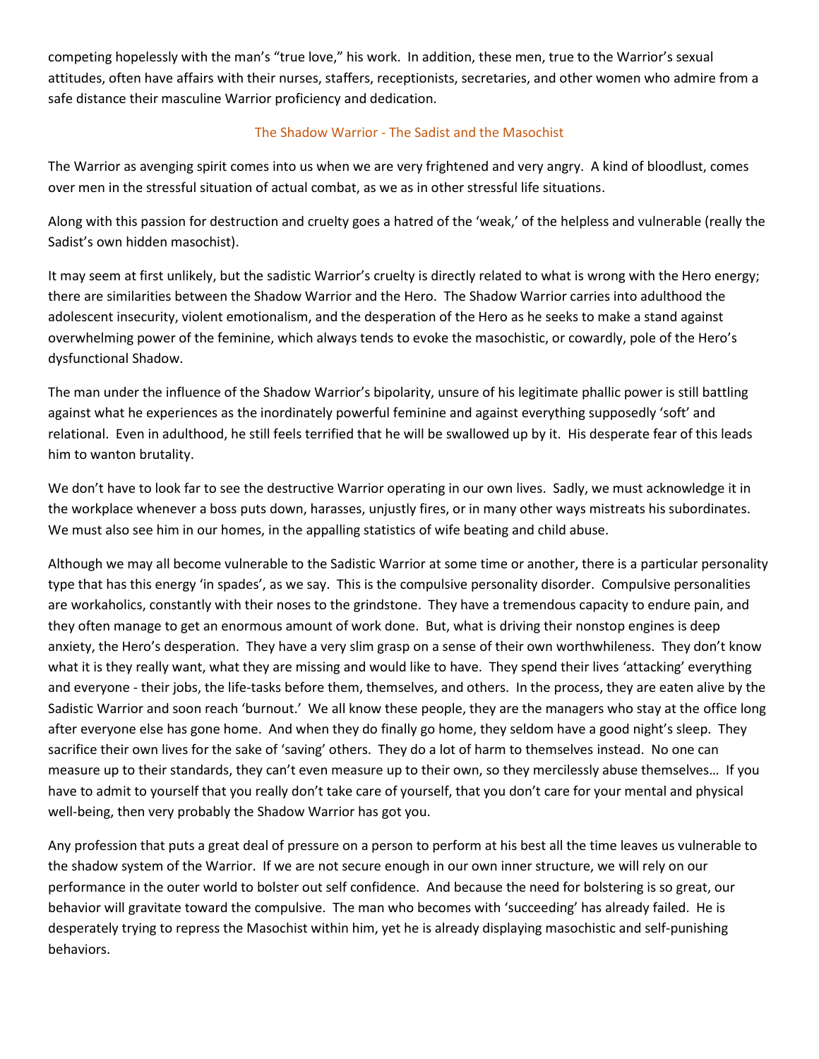competing hopelessly with the man's "true love," his work. In addition, these men, true to the Warrior's sexual attitudes, often have affairs with their nurses, staffers, receptionists, secretaries, and other women who admire from a safe distance their masculine Warrior proficiency and dedication.

## The Shadow Warrior - The Sadist and the Masochist

The Warrior as avenging spirit comes into us when we are very frightened and very angry. A kind of bloodlust, comes over men in the stressful situation of actual combat, as we as in other stressful life situations.

Along with this passion for destruction and cruelty goes a hatred of the 'weak,' of the helpless and vulnerable (really the Sadist's own hidden masochist).

It may seem at first unlikely, but the sadistic Warrior's cruelty is directly related to what is wrong with the Hero energy; there are similarities between the Shadow Warrior and the Hero. The Shadow Warrior carries into adulthood the adolescent insecurity, violent emotionalism, and the desperation of the Hero as he seeks to make a stand against overwhelming power of the feminine, which always tends to evoke the masochistic, or cowardly, pole of the Hero's dysfunctional Shadow.

The man under the influence of the Shadow Warrior's bipolarity, unsure of his legitimate phallic power is still battling against what he experiences as the inordinately powerful feminine and against everything supposedly 'soft' and relational. Even in adulthood, he still feels terrified that he will be swallowed up by it. His desperate fear of this leads him to wanton brutality.

We don't have to look far to see the destructive Warrior operating in our own lives. Sadly, we must acknowledge it in the workplace whenever a boss puts down, harasses, unjustly fires, or in many other ways mistreats his subordinates. We must also see him in our homes, in the appalling statistics of wife beating and child abuse.

Although we may all become vulnerable to the Sadistic Warrior at some time or another, there is a particular personality type that has this energy 'in spades', as we say. This is the compulsive personality disorder. Compulsive personalities are workaholics, constantly with their noses to the grindstone. They have a tremendous capacity to endure pain, and they often manage to get an enormous amount of work done. But, what is driving their nonstop engines is deep anxiety, the Hero's desperation. They have a very slim grasp on a sense of their own worthwhileness. They don't know what it is they really want, what they are missing and would like to have. They spend their lives 'attacking' everything and everyone - their jobs, the life-tasks before them, themselves, and others. In the process, they are eaten alive by the Sadistic Warrior and soon reach 'burnout.' We all know these people, they are the managers who stay at the office long after everyone else has gone home. And when they do finally go home, they seldom have a good night's sleep. They sacrifice their own lives for the sake of 'saving' others. They do a lot of harm to themselves instead. No one can measure up to their standards, they can't even measure up to their own, so they mercilessly abuse themselves… If you have to admit to yourself that you really don't take care of yourself, that you don't care for your mental and physical well-being, then very probably the Shadow Warrior has got you.

Any profession that puts a great deal of pressure on a person to perform at his best all the time leaves us vulnerable to the shadow system of the Warrior. If we are not secure enough in our own inner structure, we will rely on our performance in the outer world to bolster out self confidence. And because the need for bolstering is so great, our behavior will gravitate toward the compulsive. The man who becomes with 'succeeding' has already failed. He is desperately trying to repress the Masochist within him, yet he is already displaying masochistic and self-punishing behaviors.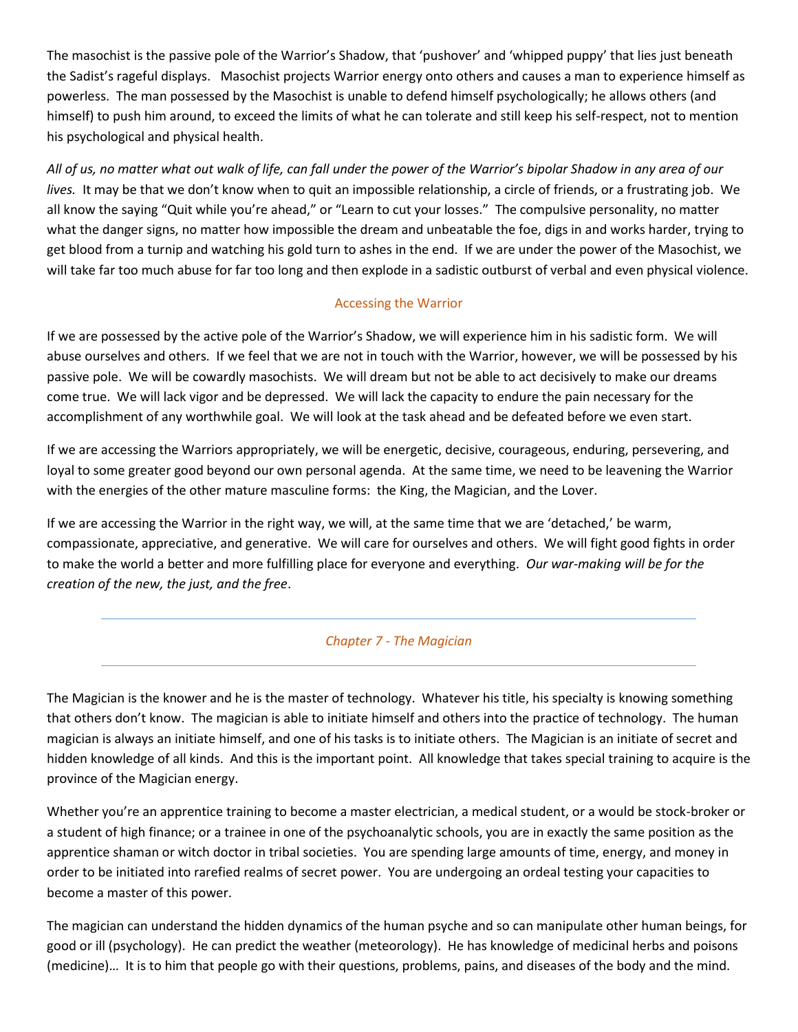The masochist is the passive pole of the Warrior's Shadow, that 'pushover' and 'whipped puppy' that lies just beneath the Sadist's rageful displays. Masochist projects Warrior energy onto others and causes a man to experience himself as powerless. The man possessed by the Masochist is unable to defend himself psychologically; he allows others (and himself) to push him around, to exceed the limits of what he can tolerate and still keep his self-respect, not to mention his psychological and physical health.

*All of us, no matter what out walk of life, can fall under the power of the Warrior's bipolar Shadow in any area of our lives.* It may be that we don't know when to quit an impossible relationship, a circle of friends, or a frustrating job. We all know the saying "Quit while you're ahead," or "Learn to cut your losses." The compulsive personality, no matter what the danger signs, no matter how impossible the dream and unbeatable the foe, digs in and works harder, trying to get blood from a turnip and watching his gold turn to ashes in the end. If we are under the power of the Masochist, we will take far too much abuse for far too long and then explode in a sadistic outburst of verbal and even physical violence.

### Accessing the Warrior

If we are possessed by the active pole of the Warrior's Shadow, we will experience him in his sadistic form. We will abuse ourselves and others. If we feel that we are not in touch with the Warrior, however, we will be possessed by his passive pole. We will be cowardly masochists. We will dream but not be able to act decisively to make our dreams come true. We will lack vigor and be depressed. We will lack the capacity to endure the pain necessary for the accomplishment of any worthwhile goal. We will look at the task ahead and be defeated before we even start.

If we are accessing the Warriors appropriately, we will be energetic, decisive, courageous, enduring, persevering, and loyal to some greater good beyond our own personal agenda. At the same time, we need to be leavening the Warrior with the energies of the other mature masculine forms: the King, the Magician, and the Lover.

If we are accessing the Warrior in the right way, we will, at the same time that we are 'detached,' be warm, compassionate, appreciative, and generative. We will care for ourselves and others. We will fight good fights in order to make the world a better and more fulfilling place for everyone and everything. *Our war-making will be for the creation of the new, the just, and the free*.

---

## *Chapter 7 - The Magician*

---

The Magician is the knower and he is the master of technology. Whatever his title, his specialty is knowing something that others don't know. The magician is able to initiate himself and others into the practice of technology. The human magician is always an initiate himself, and one of his tasks is to initiate others. The Magician is an initiate of secret and hidden knowledge of all kinds. And this is the important point. All knowledge that takes special training to acquire is the province of the Magician energy.

Whether you're an apprentice training to become a master electrician, a medical student, or a would be stock-broker or a student of high finance; or a trainee in one of the psychoanalytic schools, you are in exactly the same position as the apprentice shaman or witch doctor in tribal societies. You are spending large amounts of time, energy, and money in order to be initiated into rarefied realms of secret power. You are undergoing an ordeal testing your capacities to become a master of this power.

The magician can understand the hidden dynamics of the human psyche and so can manipulate other human beings, for good or ill (psychology). He can predict the weather (meteorology). He has knowledge of medicinal herbs and poisons (medicine)… It is to him that people go with their questions, problems, pains, and diseases of the body and the mind.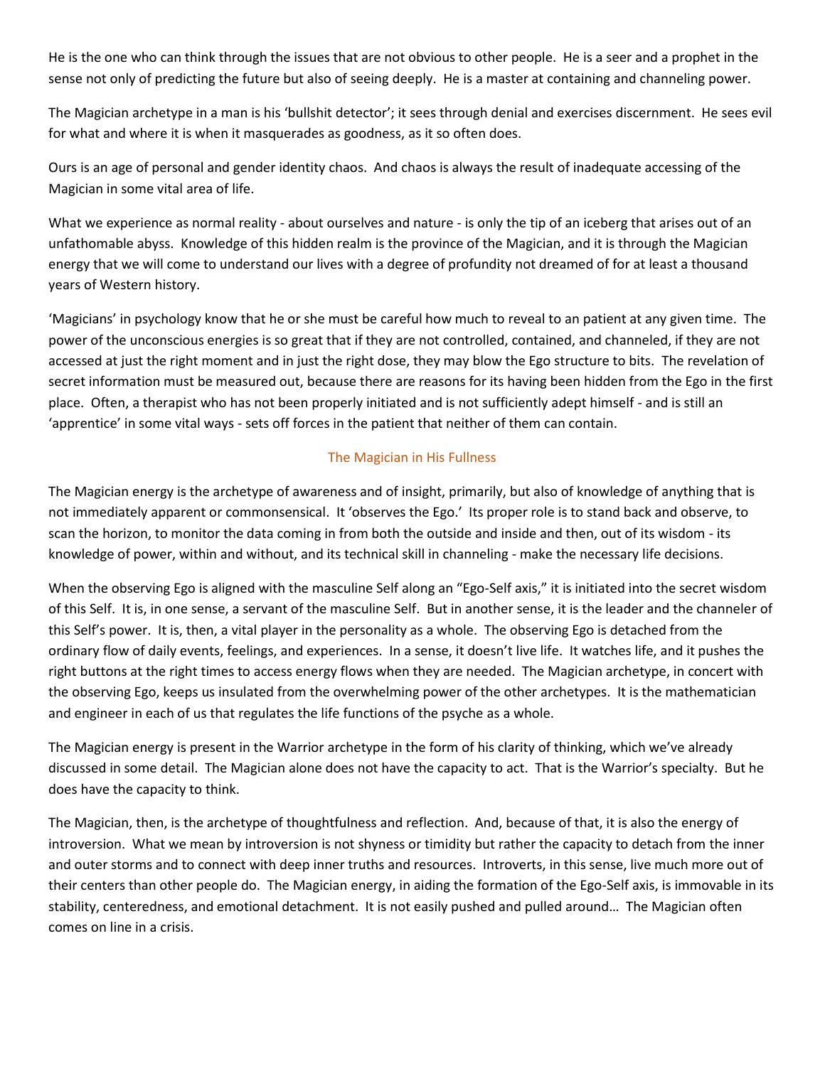He is the one who can think through the issues that are not obvious to other people. He is a seer and a prophet in the sense not only of predicting the future but also of seeing deeply. He is a master at containing and channeling power.

The Magician archetype in a man is his 'bullshit detector'; it sees through denial and exercises discernment. He sees evil for what and where it is when it masquerades as goodness, as it so often does.

Ours is an age of personal and gender identity chaos. And chaos is always the result of inadequate accessing of the Magician in some vital area of life.

What we experience as normal reality - about ourselves and nature - is only the tip of an iceberg that arises out of an unfathomable abyss. Knowledge of this hidden realm is the province of the Magician, and it is through the Magician energy that we will come to understand our lives with a degree of profundity not dreamed of for at least a thousand years of Western history.

'Magicians' in psychology know that he or she must be careful how much to reveal to an patient at any given time. The power of the unconscious energies is so great that if they are not controlled, contained, and channeled, if they are not accessed at just the right moment and in just the right dose, they may blow the Ego structure to bits. The revelation of secret information must be measured out, because there are reasons for its having been hidden from the Ego in the first place. Often, a therapist who has not been properly initiated and is not sufficiently adept himself - and is still an 'apprentice' in some vital ways - sets off forces in the patient that neither of them can contain.

## The Magician in His Fullness

The Magician energy is the archetype of awareness and of insight, primarily, but also of knowledge of anything that is not immediately apparent or commonsensical. It 'observes the Ego.' Its proper role is to stand back and observe, to scan the horizon, to monitor the data coming in from both the outside and inside and then, out of its wisdom - its knowledge of power, within and without, and its technical skill in channeling - make the necessary life decisions.

When the observing Ego is aligned with the masculine Self along an "Ego-Self axis," it is initiated into the secret wisdom of this Self. It is, in one sense, a servant of the masculine Self. But in another sense, it is the leader and the channeler of this Self's power. It is, then, a vital player in the personality as a whole. The observing Ego is detached from the ordinary flow of daily events, feelings, and experiences. In a sense, it doesn't live life. It watches life, and it pushes the right buttons at the right times to access energy flows when they are needed. The Magician archetype, in concert with the observing Ego, keeps us insulated from the overwhelming power of the other archetypes. It is the mathematician and engineer in each of us that regulates the life functions of the psyche as a whole.

The Magician energy is present in the Warrior archetype in the form of his clarity of thinking, which we've already discussed in some detail. The Magician alone does not have the capacity to act. That is the Warrior's specialty. But he does have the capacity to think.

The Magician, then, is the archetype of thoughtfulness and reflection. And, because of that, it is also the energy of introversion. What we mean by introversion is not shyness or timidity but rather the capacity to detach from the inner and outer storms and to connect with deep inner truths and resources. Introverts, in this sense, live much more out of their centers than other people do. The Magician energy, in aiding the formation of the Ego-Self axis, is immovable in its stability, centeredness, and emotional detachment. It is not easily pushed and pulled around… The Magician often comes on line in a crisis.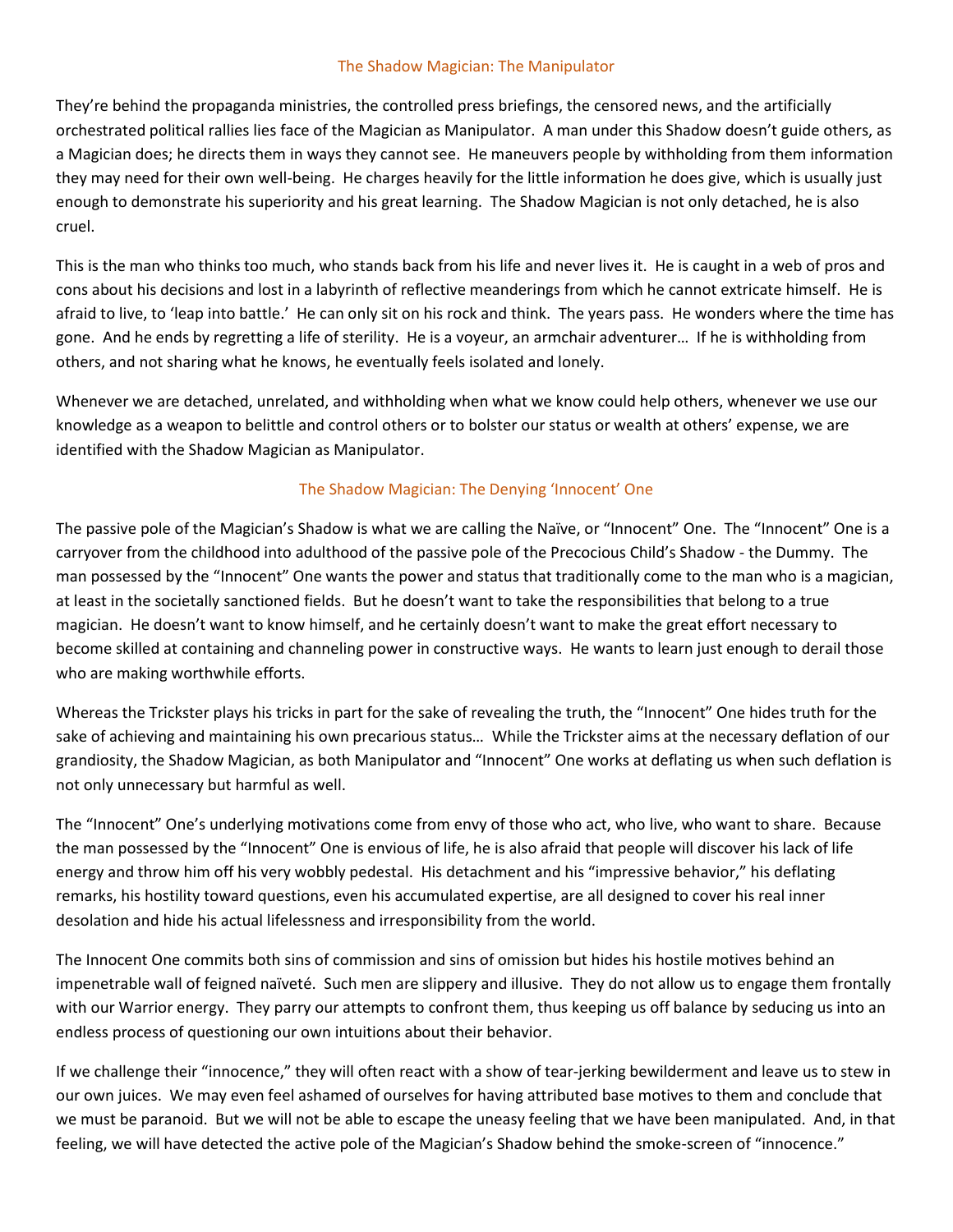## The Shadow Magician: The Manipulator

They're behind the propaganda ministries, the controlled press briefings, the censored news, and the artificially orchestrated political rallies lies face of the Magician as Manipulator. A man under this Shadow doesn't guide others, as a Magician does; he directs them in ways they cannot see. He maneuvers people by withholding from them information they may need for their own well-being. He charges heavily for the little information he does give, which is usually just enough to demonstrate his superiority and his great learning. The Shadow Magician is not only detached, he is also cruel.

This is the man who thinks too much, who stands back from his life and never lives it. He is caught in a web of pros and cons about his decisions and lost in a labyrinth of reflective meanderings from which he cannot extricate himself. He is afraid to live, to 'leap into battle.' He can only sit on his rock and think. The years pass. He wonders where the time has gone. And he ends by regretting a life of sterility. He is a voyeur, an armchair adventurer… If he is withholding from others, and not sharing what he knows, he eventually feels isolated and lonely.

Whenever we are detached, unrelated, and withholding when what we know could help others, whenever we use our knowledge as a weapon to belittle and control others or to bolster our status or wealth at others' expense, we are identified with the Shadow Magician as Manipulator.

## The Shadow Magician: The Denying 'Innocent' One

The passive pole of the Magician's Shadow is what we are calling the Naïve, or "Innocent" One. The "Innocent" One is a carryover from the childhood into adulthood of the passive pole of the Precocious Child's Shadow - the Dummy. The man possessed by the "Innocent" One wants the power and status that traditionally come to the man who is a magician, at least in the societally sanctioned fields. But he doesn't want to take the responsibilities that belong to a true magician. He doesn't want to know himself, and he certainly doesn't want to make the great effort necessary to become skilled at containing and channeling power in constructive ways. He wants to learn just enough to derail those who are making worthwhile efforts.

Whereas the Trickster plays his tricks in part for the sake of revealing the truth, the "Innocent" One hides truth for the sake of achieving and maintaining his own precarious status… While the Trickster aims at the necessary deflation of our grandiosity, the Shadow Magician, as both Manipulator and "Innocent" One works at deflating us when such deflation is not only unnecessary but harmful as well.

The "Innocent" One's underlying motivations come from envy of those who act, who live, who want to share. Because the man possessed by the "Innocent" One is envious of life, he is also afraid that people will discover his lack of life energy and throw him off his very wobbly pedestal. His detachment and his "impressive behavior," his deflating remarks, his hostility toward questions, even his accumulated expertise, are all designed to cover his real inner desolation and hide his actual lifelessness and irresponsibility from the world.

The Innocent One commits both sins of commission and sins of omission but hides his hostile motives behind an impenetrable wall of feigned naïveté. Such men are slippery and illusive. They do not allow us to engage them frontally with our Warrior energy. They parry our attempts to confront them, thus keeping us off balance by seducing us into an endless process of questioning our own intuitions about their behavior.

If we challenge their "innocence," they will often react with a show of tear-jerking bewilderment and leave us to stew in our own juices. We may even feel ashamed of ourselves for having attributed base motives to them and conclude that we must be paranoid. But we will not be able to escape the uneasy feeling that we have been manipulated. And, in that feeling, we will have detected the active pole of the Magician's Shadow behind the smoke-screen of "innocence."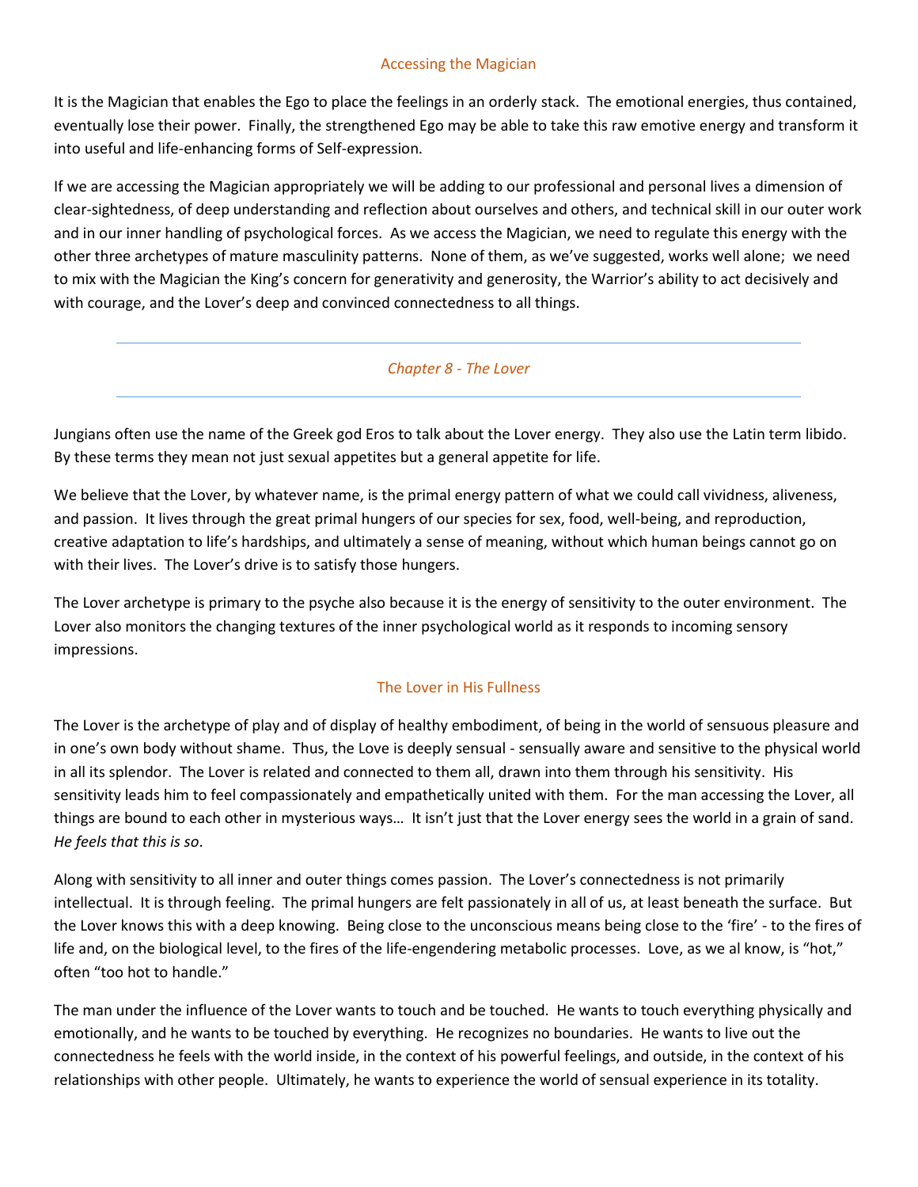### Accessing the Magician

It is the Magician that enables the Ego to place the feelings in an orderly stack. The emotional energies, thus contained, eventually lose their power. Finally, the strengthened Ego may be able to take this raw emotive energy and transform it into useful and life-enhancing forms of Self-expression.

If we are accessing the Magician appropriately we will be adding to our professional and personal lives a dimension of clear-sightedness, of deep understanding and reflection about ourselves and others, and technical skill in our outer work and in our inner handling of psychological forces. As we access the Magician, we need to regulate this energy with the other three archetypes of mature masculinity patterns. None of them, as we've suggested, works well alone; we need to mix with the Magician the King's concern for generativity and generosity, the Warrior's ability to act decisively and with courage, and the Lover's deep and convinced connectedness to all things.

---

## *Chapter 8 - The Lover*

---

Jungians often use the name of the Greek god Eros to talk about the Lover energy. They also use the Latin term libido. By these terms they mean not just sexual appetites but a general appetite for life.

We believe that the Lover, by whatever name, is the primal energy pattern of what we could call vividness, aliveness, and passion. It lives through the great primal hungers of our species for sex, food, well-being, and reproduction, creative adaptation to life's hardships, and ultimately a sense of meaning, without which human beings cannot go on with their lives. The Lover's drive is to satisfy those hungers.

The Lover archetype is primary to the psyche also because it is the energy of sensitivity to the outer environment. The Lover also monitors the changing textures of the inner psychological world as it responds to incoming sensory impressions.

### The Lover in His Fullness

The Lover is the archetype of play and of display of healthy embodiment, of being in the world of sensuous pleasure and in one's own body without shame. Thus, the Love is deeply sensual - sensually aware and sensitive to the physical world in all its splendor. The Lover is related and connected to them all, drawn into them through his sensitivity. His sensitivity leads him to feel compassionately and empathetically united with them. For the man accessing the Lover, all things are bound to each other in mysterious ways… It isn't just that the Lover energy sees the world in a grain of sand. *He feels that this is so*.

Along with sensitivity to all inner and outer things comes passion. The Lover's connectedness is not primarily intellectual. It is through feeling. The primal hungers are felt passionately in all of us, at least beneath the surface. But the Lover knows this with a deep knowing. Being close to the unconscious means being close to the 'fire' - to the fires of life and, on the biological level, to the fires of the life-engendering metabolic processes. Love, as we al know, is "hot," often "too hot to handle."

The man under the influence of the Lover wants to touch and be touched. He wants to touch everything physically and emotionally, and he wants to be touched by everything. He recognizes no boundaries. He wants to live out the connectedness he feels with the world inside, in the context of his powerful feelings, and outside, in the context of his relationships with other people. Ultimately, he wants to experience the world of sensual experience in its totality.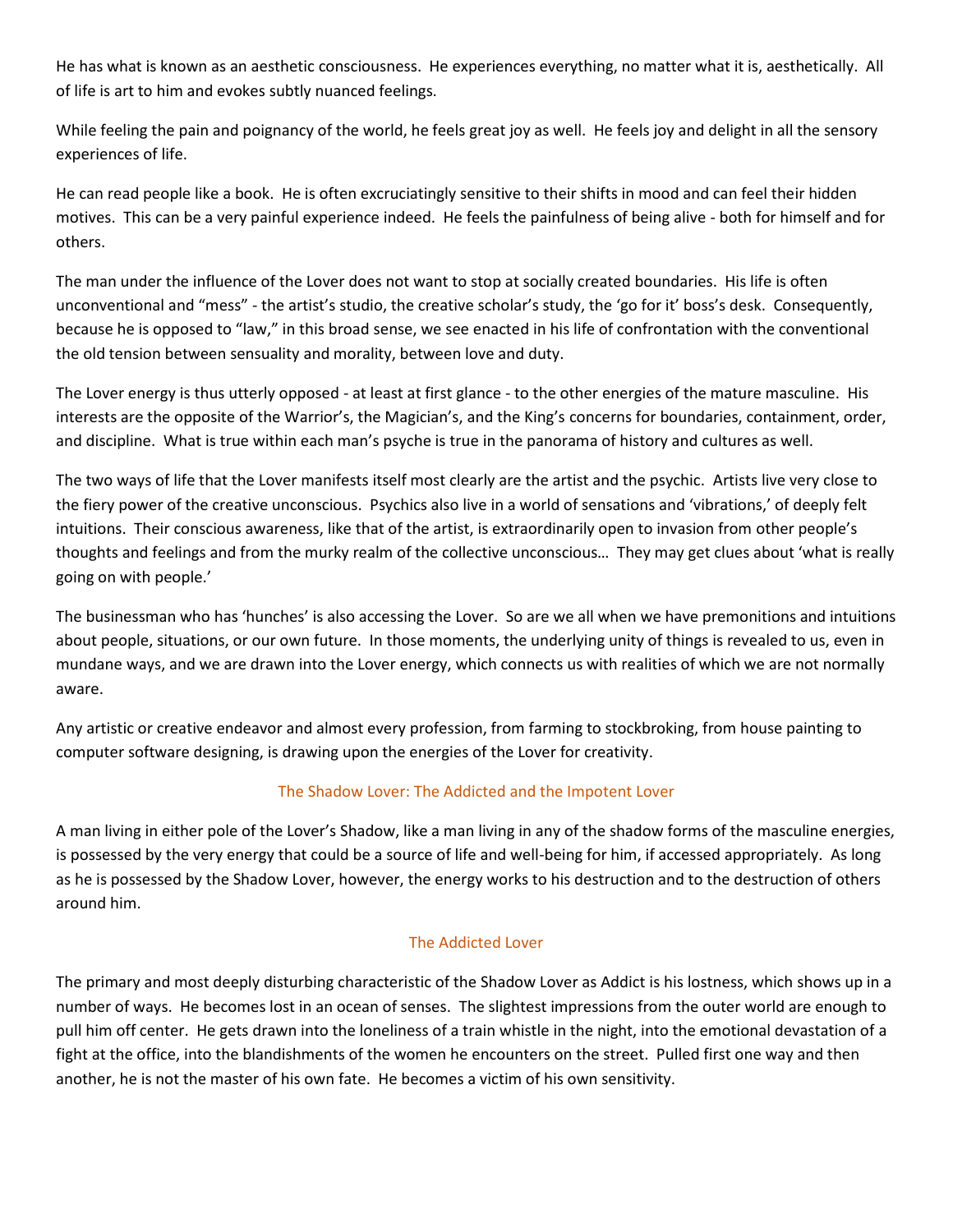He has what is known as an aesthetic consciousness. He experiences everything, no matter what it is, aesthetically. All of life is art to him and evokes subtly nuanced feelings.

While feeling the pain and poignancy of the world, he feels great joy as well. He feels joy and delight in all the sensory experiences of life.

He can read people like a book. He is often excruciatingly sensitive to their shifts in mood and can feel their hidden motives. This can be a very painful experience indeed. He feels the painfulness of being alive - both for himself and for others.

The man under the influence of the Lover does not want to stop at socially created boundaries. His life is often unconventional and "mess" - the artist's studio, the creative scholar's study, the 'go for it' boss's desk. Consequently, because he is opposed to "law," in this broad sense, we see enacted in his life of confrontation with the conventional the old tension between sensuality and morality, between love and duty.

The Lover energy is thus utterly opposed - at least at first glance - to the other energies of the mature masculine. His interests are the opposite of the Warrior's, the Magician's, and the King's concerns for boundaries, containment, order, and discipline. What is true within each man's psyche is true in the panorama of history and cultures as well.

The two ways of life that the Lover manifests itself most clearly are the artist and the psychic. Artists live very close to the fiery power of the creative unconscious. Psychics also live in a world of sensations and 'vibrations,' of deeply felt intuitions. Their conscious awareness, like that of the artist, is extraordinarily open to invasion from other people's thoughts and feelings and from the murky realm of the collective unconscious… They may get clues about 'what is really going on with people.'

The businessman who has 'hunches' is also accessing the Lover. So are we all when we have premonitions and intuitions about people, situations, or our own future. In those moments, the underlying unity of things is revealed to us, even in mundane ways, and we are drawn into the Lover energy, which connects us with realities of which we are not normally aware.

Any artistic or creative endeavor and almost every profession, from farming to stockbroking, from house painting to computer software designing, is drawing upon the energies of the Lover for creativity.

## The Shadow Lover: The Addicted and the Impotent Lover

A man living in either pole of the Lover's Shadow, like a man living in any of the shadow forms of the masculine energies, is possessed by the very energy that could be a source of life and well-being for him, if accessed appropriately. As long as he is possessed by the Shadow Lover, however, the energy works to his destruction and to the destruction of others around him.

### The Addicted Lover

The primary and most deeply disturbing characteristic of the Shadow Lover as Addict is his lostness, which shows up in a number of ways. He becomes lost in an ocean of senses. The slightest impressions from the outer world are enough to pull him off center. He gets drawn into the loneliness of a train whistle in the night, into the emotional devastation of a fight at the office, into the blandishments of the women he encounters on the street. Pulled first one way and then another, he is not the master of his own fate. He becomes a victim of his own sensitivity.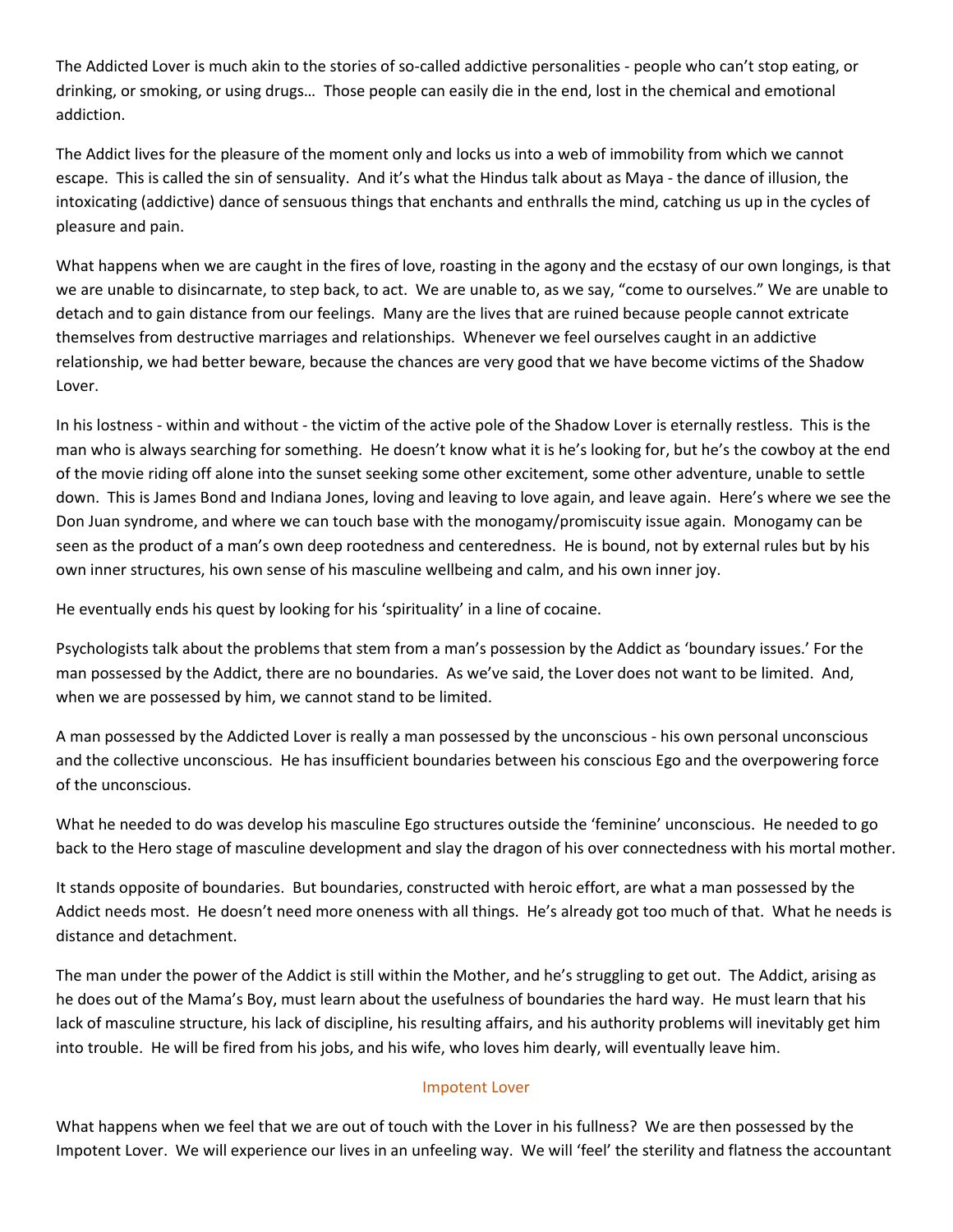The Addicted Lover is much akin to the stories of so-called addictive personalities - people who can't stop eating, or drinking, or smoking, or using drugs… Those people can easily die in the end, lost in the chemical and emotional addiction.

The Addict lives for the pleasure of the moment only and locks us into a web of immobility from which we cannot escape. This is called the sin of sensuality. And it's what the Hindus talk about as Maya - the dance of illusion, the intoxicating (addictive) dance of sensuous things that enchants and enthralls the mind, catching us up in the cycles of pleasure and pain.

What happens when we are caught in the fires of love, roasting in the agony and the ecstasy of our own longings, is that we are unable to disincarnate, to step back, to act. We are unable to, as we say, "come to ourselves." We are unable to detach and to gain distance from our feelings. Many are the lives that are ruined because people cannot extricate themselves from destructive marriages and relationships. Whenever we feel ourselves caught in an addictive relationship, we had better beware, because the chances are very good that we have become victims of the Shadow Lover.

In his lostness - within and without - the victim of the active pole of the Shadow Lover is eternally restless. This is the man who is always searching for something. He doesn't know what it is he's looking for, but he's the cowboy at the end of the movie riding off alone into the sunset seeking some other excitement, some other adventure, unable to settle down. This is James Bond and Indiana Jones, loving and leaving to love again, and leave again. Here's where we see the Don Juan syndrome, and where we can touch base with the monogamy/promiscuity issue again. Monogamy can be seen as the product of a man's own deep rootedness and centeredness. He is bound, not by external rules but by his own inner structures, his own sense of his masculine wellbeing and calm, and his own inner joy.

He eventually ends his quest by looking for his 'spirituality' in a line of cocaine.

Psychologists talk about the problems that stem from a man's possession by the Addict as 'boundary issues.' For the man possessed by the Addict, there are no boundaries. As we've said, the Lover does not want to be limited. And, when we are possessed by him, we cannot stand to be limited.

A man possessed by the Addicted Lover is really a man possessed by the unconscious - his own personal unconscious and the collective unconscious. He has insufficient boundaries between his conscious Ego and the overpowering force of the unconscious.

What he needed to do was develop his masculine Ego structures outside the 'feminine' unconscious. He needed to go back to the Hero stage of masculine development and slay the dragon of his over connectedness with his mortal mother.

It stands opposite of boundaries. But boundaries, constructed with heroic effort, are what a man possessed by the Addict needs most. He doesn't need more oneness with all things. He's already got too much of that. What he needs is distance and detachment.

The man under the power of the Addict is still within the Mother, and he's struggling to get out. The Addict, arising as he does out of the Mama's Boy, must learn about the usefulness of boundaries the hard way. He must learn that his lack of masculine structure, his lack of discipline, his resulting affairs, and his authority problems will inevitably get him into trouble. He will be fired from his jobs, and his wife, who loves him dearly, will eventually leave him.

## Impotent Lover

What happens when we feel that we are out of touch with the Lover in his fullness? We are then possessed by the Impotent Lover. We will experience our lives in an unfeeling way. We will 'feel' the sterility and flatness the accountant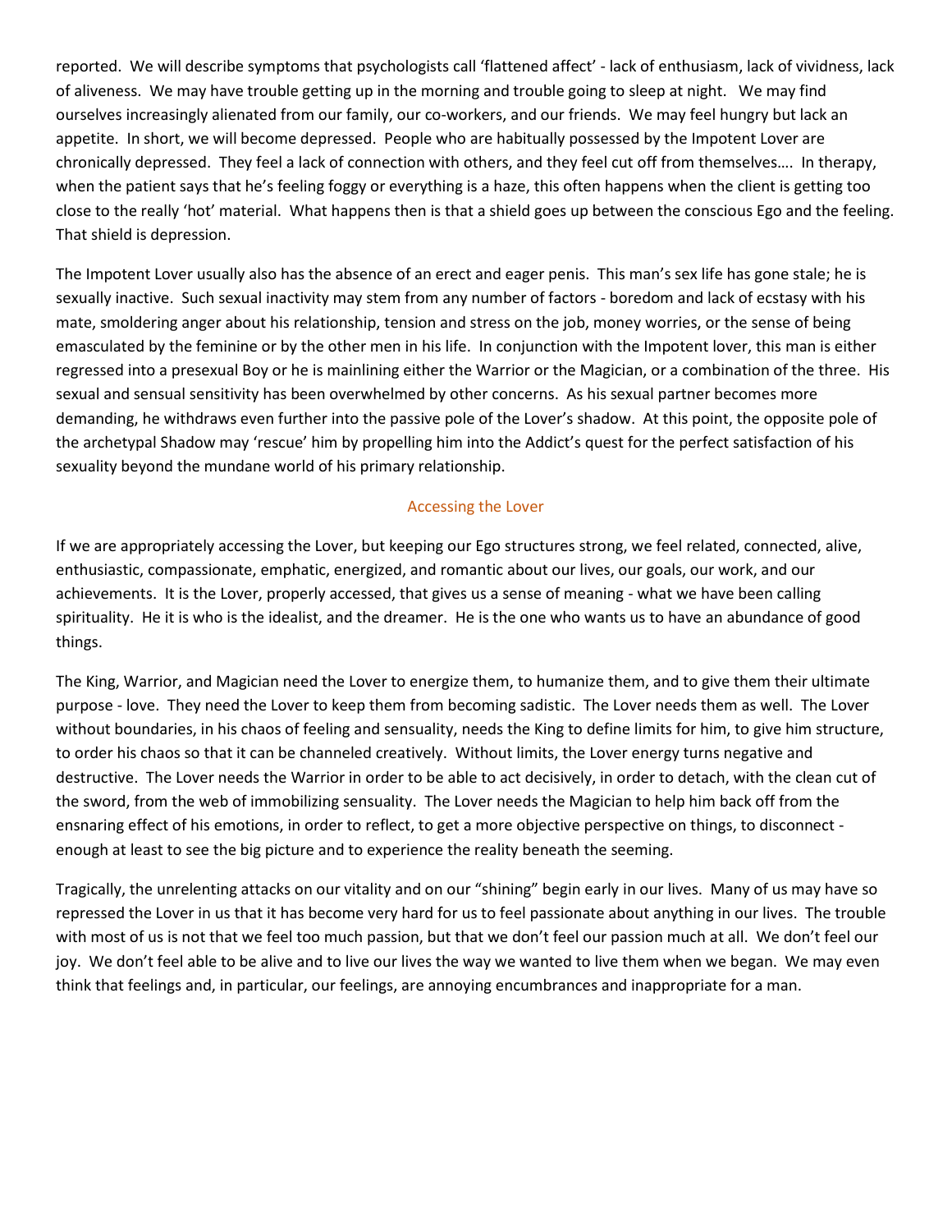reported. We will describe symptoms that psychologists call 'flattened affect' - lack of enthusiasm, lack of vividness, lack of aliveness. We may have trouble getting up in the morning and trouble going to sleep at night. We may find ourselves increasingly alienated from our family, our co-workers, and our friends. We may feel hungry but lack an appetite. In short, we will become depressed. People who are habitually possessed by the Impotent Lover are chronically depressed. They feel a lack of connection with others, and they feel cut off from themselves…. In therapy, when the patient says that he's feeling foggy or everything is a haze, this often happens when the client is getting too close to the really 'hot' material. What happens then is that a shield goes up between the conscious Ego and the feeling. That shield is depression.

The Impotent Lover usually also has the absence of an erect and eager penis. This man's sex life has gone stale; he is sexually inactive. Such sexual inactivity may stem from any number of factors - boredom and lack of ecstasy with his mate, smoldering anger about his relationship, tension and stress on the job, money worries, or the sense of being emasculated by the feminine or by the other men in his life. In conjunction with the Impotent lover, this man is either regressed into a presexual Boy or he is mainlining either the Warrior or the Magician, or a combination of the three. His sexual and sensual sensitivity has been overwhelmed by other concerns. As his sexual partner becomes more demanding, he withdraws even further into the passive pole of the Lover's shadow. At this point, the opposite pole of the archetypal Shadow may 'rescue' him by propelling him into the Addict's quest for the perfect satisfaction of his sexuality beyond the mundane world of his primary relationship.

## Accessing the Lover

If we are appropriately accessing the Lover, but keeping our Ego structures strong, we feel related, connected, alive, enthusiastic, compassionate, emphatic, energized, and romantic about our lives, our goals, our work, and our achievements. It is the Lover, properly accessed, that gives us a sense of meaning - what we have been calling spirituality. He it is who is the idealist, and the dreamer. He is the one who wants us to have an abundance of good things.

The King, Warrior, and Magician need the Lover to energize them, to humanize them, and to give them their ultimate purpose - love. They need the Lover to keep them from becoming sadistic. The Lover needs them as well. The Lover without boundaries, in his chaos of feeling and sensuality, needs the King to define limits for him, to give him structure, to order his chaos so that it can be channeled creatively. Without limits, the Lover energy turns negative and destructive. The Lover needs the Warrior in order to be able to act decisively, in order to detach, with the clean cut of the sword, from the web of immobilizing sensuality. The Lover needs the Magician to help him back off from the ensnaring effect of his emotions, in order to reflect, to get a more objective perspective on things, to disconnect - enough at least to see the big picture and to experience the reality beneath the seeming.

Tragically, the unrelenting attacks on our vitality and on our "shining" begin early in our lives. Many of us may have so repressed the Lover in us that it has become very hard for us to feel passionate about anything in our lives. The trouble with most of us is not that we feel too much passion, but that we don't feel our passion much at all. We don't feel our joy. We don't feel able to be alive and to live our lives the way we wanted to live them when we began. We may even think that feelings and, in particular, our feelings, are annoying encumbrances and inappropriate for a man.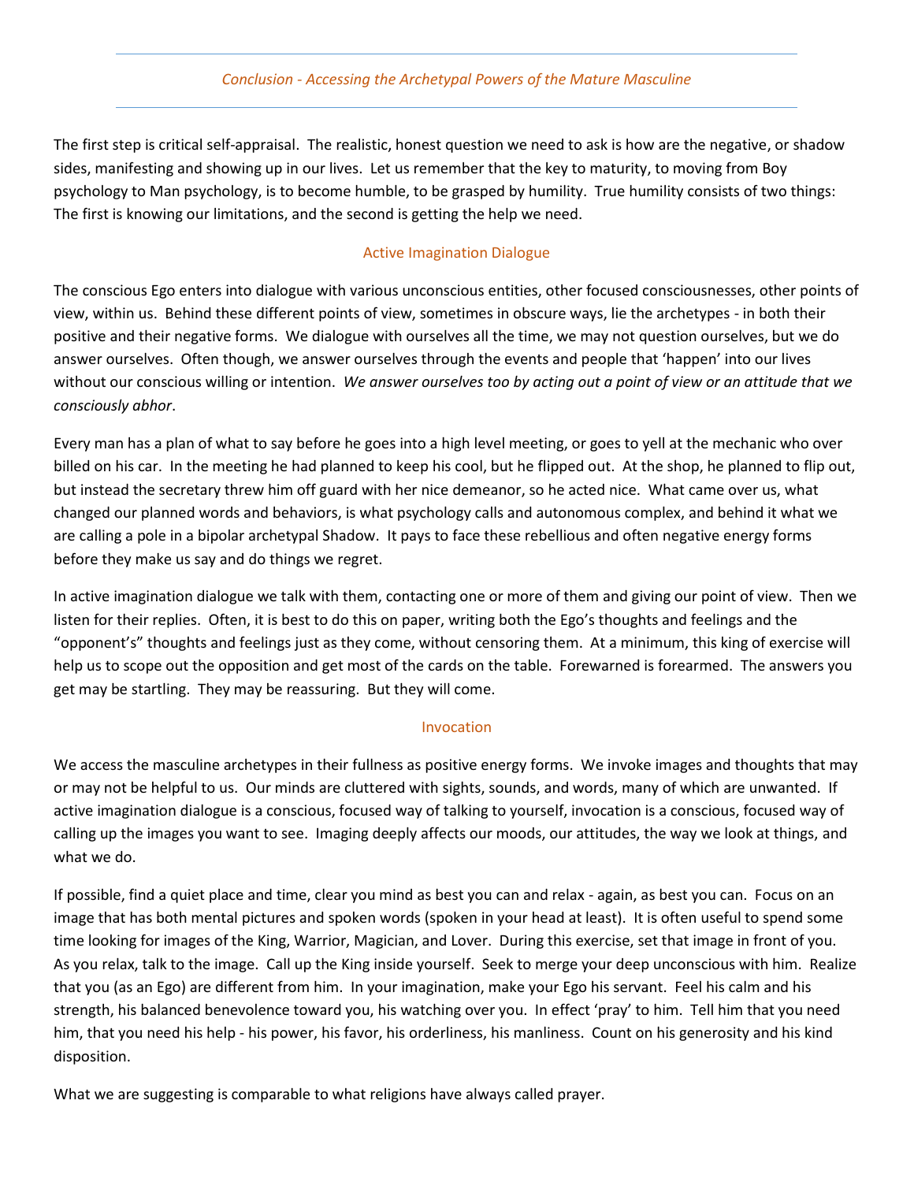## *Conclusion - Accessing the Archetypal Powers of the Mature Masculine*

The first step is critical self-appraisal. The realistic, honest question we need to ask is how are the negative, or shadow sides, manifesting and showing up in our lives. Let us remember that the key to maturity, to moving from Boy psychology to Man psychology, is to become humble, to be grasped by humility. True humility consists of two things: The first is knowing our limitations, and the second is getting the help we need.

### Active Imagination Dialogue

The conscious Ego enters into dialogue with various unconscious entities, other focused consciousnesses, other points of view, within us. Behind these different points of view, sometimes in obscure ways, lie the archetypes - in both their positive and their negative forms. We dialogue with ourselves all the time, we may not question ourselves, but we do answer ourselves. Often though, we answer ourselves through the events and people that 'happen' into our lives without our conscious willing or intention. *We answer ourselves too by acting out a point of view or an attitude that we consciously abhor*.

Every man has a plan of what to say before he goes into a high level meeting, or goes to yell at the mechanic who over billed on his car. In the meeting he had planned to keep his cool, but he flipped out. At the shop, he planned to flip out, but instead the secretary threw him off guard with her nice demeanor, so he acted nice. What came over us, what changed our planned words and behaviors, is what psychology calls and autonomous complex, and behind it what we are calling a pole in a bipolar archetypal Shadow. It pays to face these rebellious and often negative energy forms before they make us say and do things we regret.

In active imagination dialogue we talk with them, contacting one or more of them and giving our point of view. Then we listen for their replies. Often, it is best to do this on paper, writing both the Ego's thoughts and feelings and the "opponent's" thoughts and feelings just as they come, without censoring them. At a minimum, this king of exercise will help us to scope out the opposition and get most of the cards on the table. Forewarned is forearmed. The answers you get may be startling. They may be reassuring. But they will come.

### Invocation

We access the masculine archetypes in their fullness as positive energy forms. We invoke images and thoughts that may or may not be helpful to us. Our minds are cluttered with sights, sounds, and words, many of which are unwanted. If active imagination dialogue is a conscious, focused way of talking to yourself, invocation is a conscious, focused way of calling up the images you want to see. Imaging deeply affects our moods, our attitudes, the way we look at things, and what we do.

If possible, find a quiet place and time, clear you mind as best you can and relax - again, as best you can. Focus on an image that has both mental pictures and spoken words (spoken in your head at least). It is often useful to spend some time looking for images of the King, Warrior, Magician, and Lover. During this exercise, set that image in front of you. As you relax, talk to the image. Call up the King inside yourself. Seek to merge your deep unconscious with him. Realize that you (as an Ego) are different from him. In your imagination, make your Ego his servant. Feel his calm and his strength, his balanced benevolence toward you, his watching over you. In effect 'pray' to him. Tell him that you need him, that you need his help - his power, his favor, his orderliness, his manliness. Count on his generosity and his kind disposition.

What we are suggesting is comparable to what religions have always called prayer.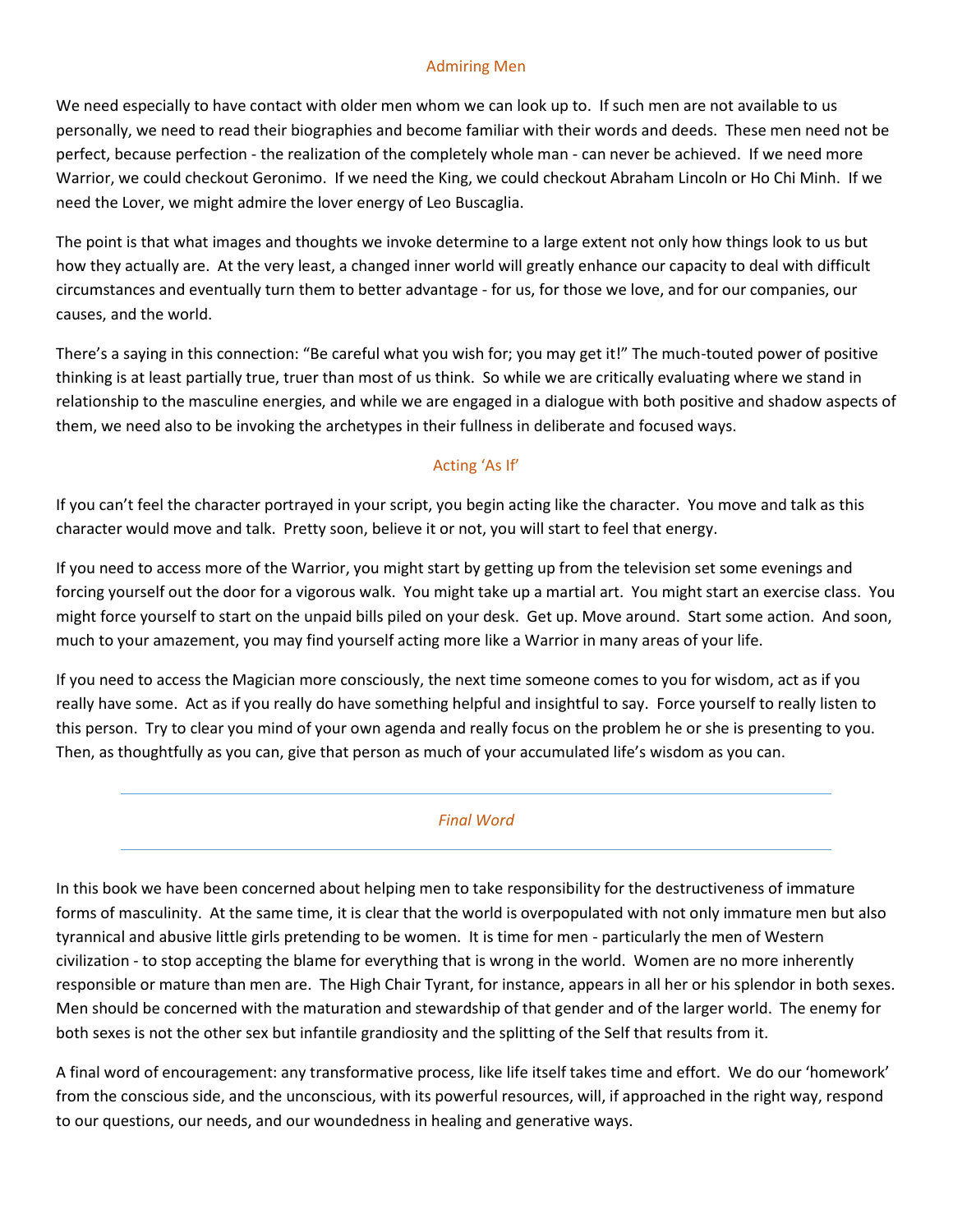## Admiring Men

We need especially to have contact with older men whom we can look up to. If such men are not available to us personally, we need to read their biographies and become familiar with their words and deeds. These men need not be perfect, because perfection - the realization of the completely whole man - can never be achieved. If we need more Warrior, we could checkout Geronimo. If we need the King, we could checkout Abraham Lincoln or Ho Chi Minh. If we need the Lover, we might admire the lover energy of Leo Buscaglia.

The point is that what images and thoughts we invoke determine to a large extent not only how things look to us but how they actually are. At the very least, a changed inner world will greatly enhance our capacity to deal with difficult circumstances and eventually turn them to better advantage - for us, for those we love, and for our companies, our causes, and the world.

There's a saying in this connection: "Be careful what you wish for; you may get it!" The much-touted power of positive thinking is at least partially true, truer than most of us think. So while we are critically evaluating where we stand in relationship to the masculine energies, and while we are engaged in a dialogue with both positive and shadow aspects of them, we need also to be invoking the archetypes in their fullness in deliberate and focused ways.

## Acting 'As If'

If you can't feel the character portrayed in your script, you begin acting like the character. You move and talk as this character would move and talk. Pretty soon, believe it or not, you will start to feel that energy.

If you need to access more of the Warrior, you might start by getting up from the television set some evenings and forcing yourself out the door for a vigorous walk. You might take up a martial art. You might start an exercise class. You might force yourself to start on the unpaid bills piled on your desk. Get up. Move around. Start some action. And soon, much to your amazement, you may find yourself acting more like a Warrior in many areas of your life.

If you need to access the Magician more consciously, the next time someone comes to you for wisdom, act as if you really have some. Act as if you really do have something helpful and insightful to say. Force yourself to really listen to this person. Try to clear you mind of your own agenda and really focus on the problem he or she is presenting to you. Then, as thoughtfully as you can, give that person as much of your accumulated life's wisdom as you can.

---

## *Final Word*

---

In this book we have been concerned about helping men to take responsibility for the destructiveness of immature forms of masculinity. At the same time, it is clear that the world is overpopulated with not only immature men but also tyrannical and abusive little girls pretending to be women. It is time for men - particularly the men of Western civilization - to stop accepting the blame for everything that is wrong in the world. Women are no more inherently responsible or mature than men are. The High Chair Tyrant, for instance, appears in all her or his splendor in both sexes. Men should be concerned with the maturation and stewardship of that gender and of the larger world. The enemy for both sexes is not the other sex but infantile grandiosity and the splitting of the Self that results from it.

A final word of encouragement: any transformative process, like life itself takes time and effort. We do our 'homework' from the conscious side, and the unconscious, with its powerful resources, will, if approached in the right way, respond to our questions, our needs, and our woundedness in healing and generative ways.